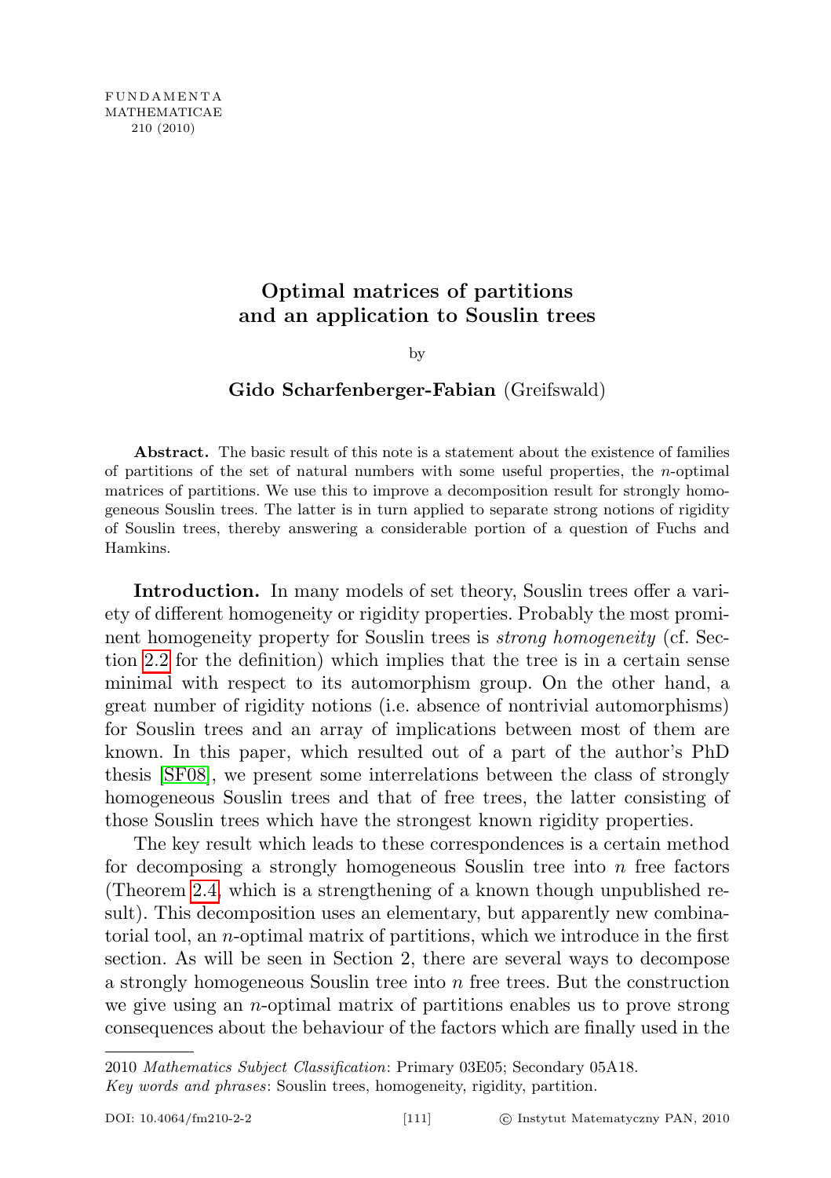# Optimal matrices of partitions and an application to Souslin trees

by

**Gido Scharfenberger-Fabian** (Greifswald)

**Abstract.** The basic result of this note is a statement about the existence of families of partitions of the set of natural numbers with some useful properties, the $n$-optimal matrices of partitions. We use this to improve a decomposition result for strongly homogeneous Souslin trees. The latter is in turn applied to separate strong notions of rigidity of Souslin trees, thereby answering a considerable portion of a question of Fuchs and Hamkins.

**Introduction.** In many models of set theory, Souslin trees offer a variety of different homogeneity or rigidity properties. Probably the most prominent homogeneity property for Souslin trees is *strong homogeneity* (cf. Section 2.2 for the definition) which implies that the tree is in a certain sense minimal with respect to its automorphism group. On the other hand, a great number of rigidity notions (i.e. absence of nontrivial automorphisms) for Souslin trees and an array of implications between most of them are known. In this paper, which resulted out of a part of the author's PhD thesis [SF08], we present some interrelations between the class of strongly homogeneous Souslin trees and that of free trees, the latter consisting of those Souslin trees which have the strongest known rigidity properties.

The key result which leads to these correspondences is a certain method for decomposing a strongly homogeneous Souslin tree into $n$ free factors (Theorem 2.4, which is a strengthening of a known though unpublished result). This decomposition uses an elementary, but apparently new combinatorial tool, an $n$-optimal matrix of partitions, which we introduce in the first section. As will be seen in Section 2, there are several ways to decompose a strongly homogeneous Souslin tree into $n$ free trees. But the construction we give using an $n$-optimal matrix of partitions enables us to prove strong consequences about the behaviour of the factors which are finally used in the

2010 *Mathematics Subject Classification*: Primary 03E05; Secondary 05A18.
*Key words and phrases*: Souslin trees, homogeneity, rigidity, partition.

DOI: 10.4064/fm210-2-2 © Instytut Matematyczny PAN, 2010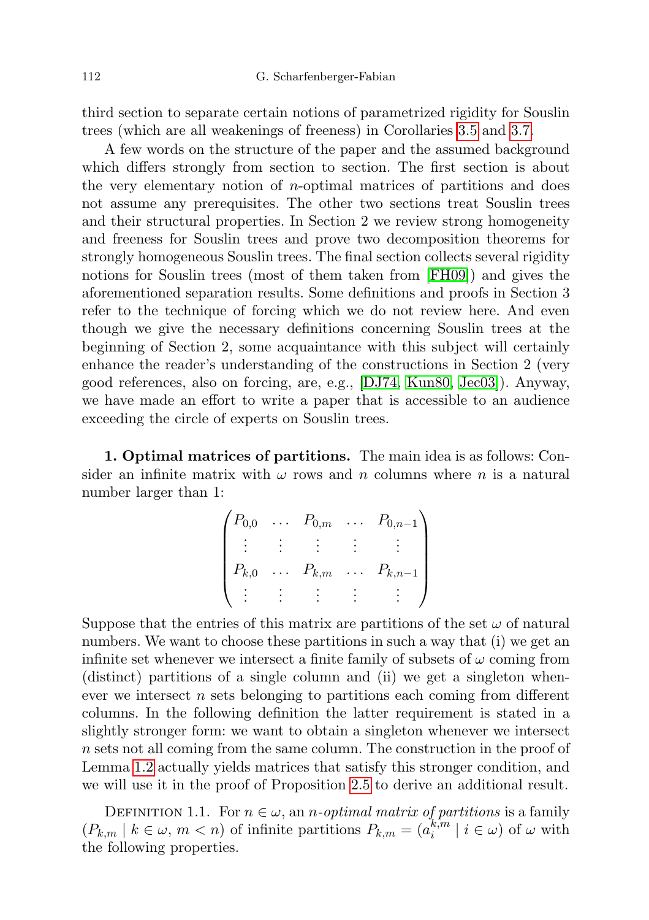third section to separate certain notions of parametrized rigidity for Souslin trees (which are all weakenings of freeness) in Corollaries 3.5 and 3.7.

A few words on the structure of the paper and the assumed background which differs strongly from section to section. The first section is about the very elementary notion of $n$-optimal matrices of partitions and does not assume any prerequisites. The other two sections treat Souslin trees and their structural properties. In Section 2 we review strong homogeneity and freeness for Souslin trees and prove two decomposition theorems for strongly homogeneous Souslin trees. The final section collects several rigidity notions for Souslin trees (most of them taken from [FH09]) and gives the aforementioned separation results. Some definitions and proofs in Section 3 refer to the technique of forcing which we do not review here. And even though we give the necessary definitions concerning Souslin trees at the beginning of Section 2, some acquaintance with this subject will certainly enhance the reader's understanding of the constructions in Section 2 (very good references, also on forcing, are, e.g., [DJ74, Kun80, Jec03]). Anyway, we have made an effort to write a paper that is accessible to an audience exceeding the circle of experts on Souslin trees.

**1. Optimal matrices of partitions.** The main idea is as follows: Consider an infinite matrix with $\omega$ rows and $n$ columns where $n$ is a natural number larger than 1:

$$\begin{pmatrix} P_{0,0} & \dots & P_{0,m} & \dots & P_{0,n-1} \\ \vdots & \vdots & \vdots & \vdots & \vdots \\ P_{k,0} & \dots & P_{k,m} & \dots & P_{k,n-1} \\ \vdots & \vdots & \vdots & \vdots & \vdots \end{pmatrix}$$

Suppose that the entries of this matrix are partitions of the set $\omega$ of natural numbers. We want to choose these partitions in such a way that (i) we get an infinite set whenever we intersect a finite family of subsets of $\omega$ coming from (distinct) partitions of a single column and (ii) we get a singleton whenever we intersect $n$ sets belonging to partitions each coming from different columns. In the following definition the latter requirement is stated in a slightly stronger form: we want to obtain a singleton whenever we intersect $n$ sets not all coming from the same column. The construction in the proof of Lemma 1.2 actually yields matrices that satisfy this stronger condition, and we will use it in the proof of Proposition 2.5 to derive an additional result.

Definition 1.1. For $n \in \omega$, an *$n$-optimal matrix of partitions* is a family $(P_{k,m} \mid k \in \omega,\, m < n)$ of infinite partitions $P_{k,m} = (a_i^{k,m} \mid i \in \omega)$ of $\omega$ with the following properties.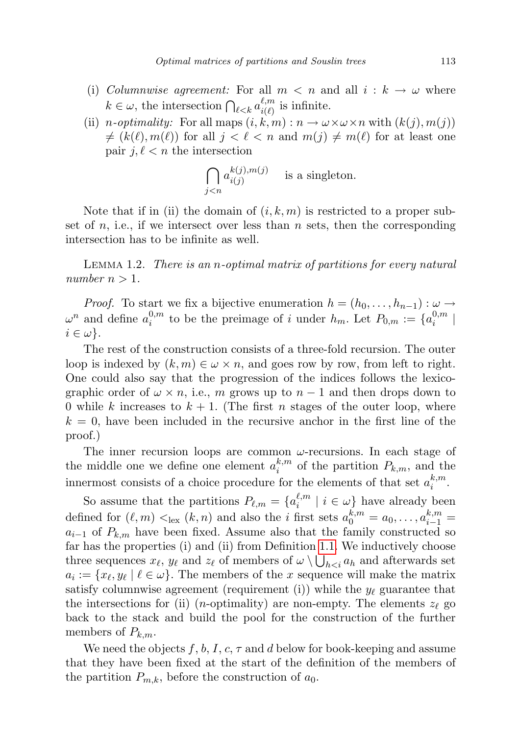(i) *Columnwise agreement:* For all $m < n$ and all $i : k \to \omega$ where $k \in \omega$, the intersection $\bigcap_{\ell<k} a^{\ell,m}_{i(\ell)}$ is infinite.

(ii) *$n$-optimality:* For all maps $(i, k, m) : n \to \omega\times\omega\times n$ with $(k(j), m(j)) \neq (k(\ell), m(\ell))$ for all $j < \ell < n$ and $m(j) \neq m(\ell)$ for at least one pair $j, \ell < n$ the intersection

$$\bigcap_{j<n} a^{k(j),m(j)}_{i(j)} \quad \text{is a singleton.}$$

Note that if in (ii) the domain of $(i, k, m)$ is restricted to a proper subset of $n$, i.e., if we intersect over less than $n$ sets, then the corresponding intersection has to be infinite as well.

Lemma 1.2. *There is an $n$-optimal matrix of partitions for every natural number $n > 1$.*

*Proof.* To start we fix a bijective enumeration $h = (h_0, \dots, h_{n-1}) : \omega \to \omega^n$ and define $a^{0,m}_i$ to be the preimage of $i$ under $h_m$. Let $P_{0,m} := \{a^{0,m}_i \mid i \in \omega\}$.

The rest of the construction consists of a three-fold recursion. The outer loop is indexed by $(k, m) \in \omega \times n$, and goes row by row, from left to right. One could also say that the progression of the indices follows the lexicographic order of $\omega \times n$, i.e., $m$ grows up to $n - 1$ and then drops down to $0$ while $k$ increases to $k + 1$. (The first $n$ stages of the outer loop, where $k = 0$, have been included in the recursive anchor in the first line of the proof.)

The inner recursion loops are common $\omega$-recursions. In each stage of the middle one we define one element $a^{k,m}_i$ of the partition $P_{k,m}$, and the innermost consists of a choice procedure for the elements of that set $a^{k,m}_i$.

So assume that the partitions $P_{\ell,m} = \{a^{\ell,m}_i \mid i \in \omega\}$ have already been defined for $(\ell, m) <_{\text{lex}} (k, n)$ and also the $i$ first sets $a^{k,m}_0 = a_0, \dots, a^{k,m}_{i-1} = a_{i-1}$ of $P_{k,m}$ have been fixed. Assume also that the family constructed so far has the properties (i) and (ii) from Definition 1.1. We inductively choose three sequences $x_\ell$, $y_\ell$ and $z_\ell$ of members of $\omega \setminus \bigcup_{h<i} a_h$ and afterwards set $a_i := \{x_\ell, y_\ell \mid \ell \in \omega\}$. The members of the $x$ sequence will make the matrix satisfy columnwise agreement (requirement (i)) while the $y_\ell$ guarantee that the intersections for (ii) ($n$-optimality) are non-empty. The elements $z_\ell$ go back to the stack and build the pool for the construction of the further members of $P_{k,m}$.

We need the objects $f, b, I, c, \tau$ and $d$ below for book-keeping and assume that they have been fixed at the start of the definition of the members of the partition $P_{m,k}$, before the construction of $a_0$.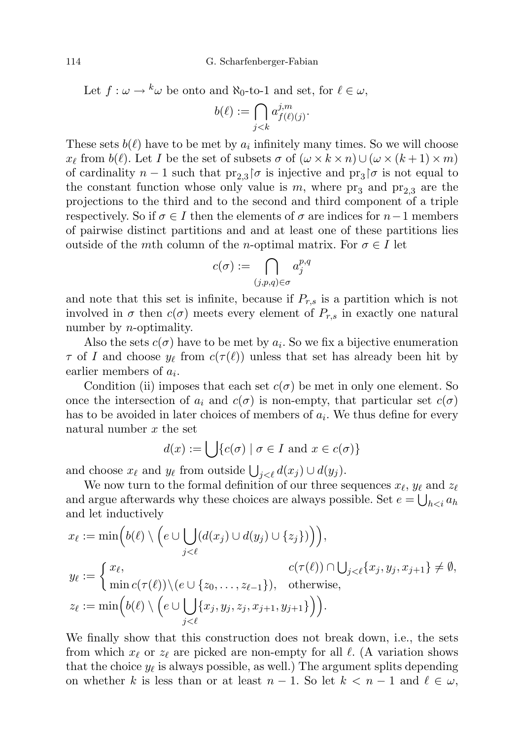Let $f : \omega \to {}^k\omega$ be onto and $\aleph_0$-to-1 and set, for $\ell \in \omega$,

$$b(\ell) := \bigcap_{j<k} a^{j,m}_{f(\ell)(j)}.$$

These sets $b(\ell)$ have to be met by $a_i$ infinitely many times. So we will choose $x_\ell$ from $b(\ell)$. Let $I$ be the set of subsets $\sigma$ of $(\omega \times k \times n) \cup (\omega \times (k+1) \times m)$ of cardinality $n-1$ such that $\mathrm{pr}_{2,3}{\restriction}\sigma$ is injective and $\mathrm{pr}_3{\restriction}\sigma$ is not equal to the constant function whose only value is $m$, where $\mathrm{pr}_3$ and $\mathrm{pr}_{2,3}$ are the projections to the third and to the second and third component of a triple respectively. So if $\sigma \in I$ then the elements of $\sigma$ are indices for $n-1$ members of pairwise distinct partitions and and at least one of these partitions lies outside of the $m$th column of the $n$-optimal matrix. For $\sigma \in I$ let

$$c(\sigma) := \bigcap_{(j,p,q)\in\sigma} a^{p,q}_j$$

and note that this set is infinite, because if $P_{r,s}$ is a partition which is not involved in $\sigma$ then $c(\sigma)$ meets every element of $P_{r,s}$ in exactly one natural number by $n$-optimality.

Also the sets $c(\sigma)$ have to be met by $a_i$. So we fix a bijective enumeration $\tau$ of $I$ and choose $y_\ell$ from $c(\tau(\ell))$ unless that set has already been hit by earlier members of $a_i$.

Condition (ii) imposes that each set $c(\sigma)$ be met in only one element. So once the intersection of $a_i$ and $c(\sigma)$ is non-empty, that particular set $c(\sigma)$ has to be avoided in later choices of members of $a_i$. We thus define for every natural number $x$ the set

$$d(x) := \bigcup \{c(\sigma) \mid \sigma \in I \text{ and } x \in c(\sigma)\}$$

and choose $x_\ell$ and $y_\ell$ from outside $\bigcup_{j<\ell} d(x_j) \cup d(y_j)$.

We now turn to the formal definition of our three sequences $x_\ell$, $y_\ell$ and $z_\ell$ and argue afterwards why these choices are always possible. Set $e = \bigcup_{h<i} a_h$ and let inductively

$$x_\ell := \min\Big(b(\ell) \setminus \Big(e \cup \bigcup_{j<\ell}(d(x_j) \cup d(y_j) \cup \{z_j\})\Big)\Big),$$

$$y_\ell := \begin{cases} x_\ell, & c(\tau(\ell)) \cap \bigcup_{j<\ell}\{x_j, y_j, x_{j+1}\} \neq \emptyset, \\ \min c(\tau(\ell)) \setminus (e \cup \{z_0, \ldots, z_{\ell-1}\}), & \text{otherwise}, \end{cases}$$

$$z_\ell := \min\Big(b(\ell) \setminus \Big(e \cup \bigcup_{j<\ell}\{x_j, y_j, z_j, x_{j+1}, y_{j+1}\}\Big)\Big).$$

We finally show that this construction does not break down, i.e., the sets from which $x_\ell$ or $z_\ell$ are picked are non-empty for all $\ell$. (A variation shows that the choice $y_\ell$ is always possible, as well.) The argument splits depending on whether $k$ is less than or at least $n-1$. So let $k < n-1$ and $\ell \in \omega$,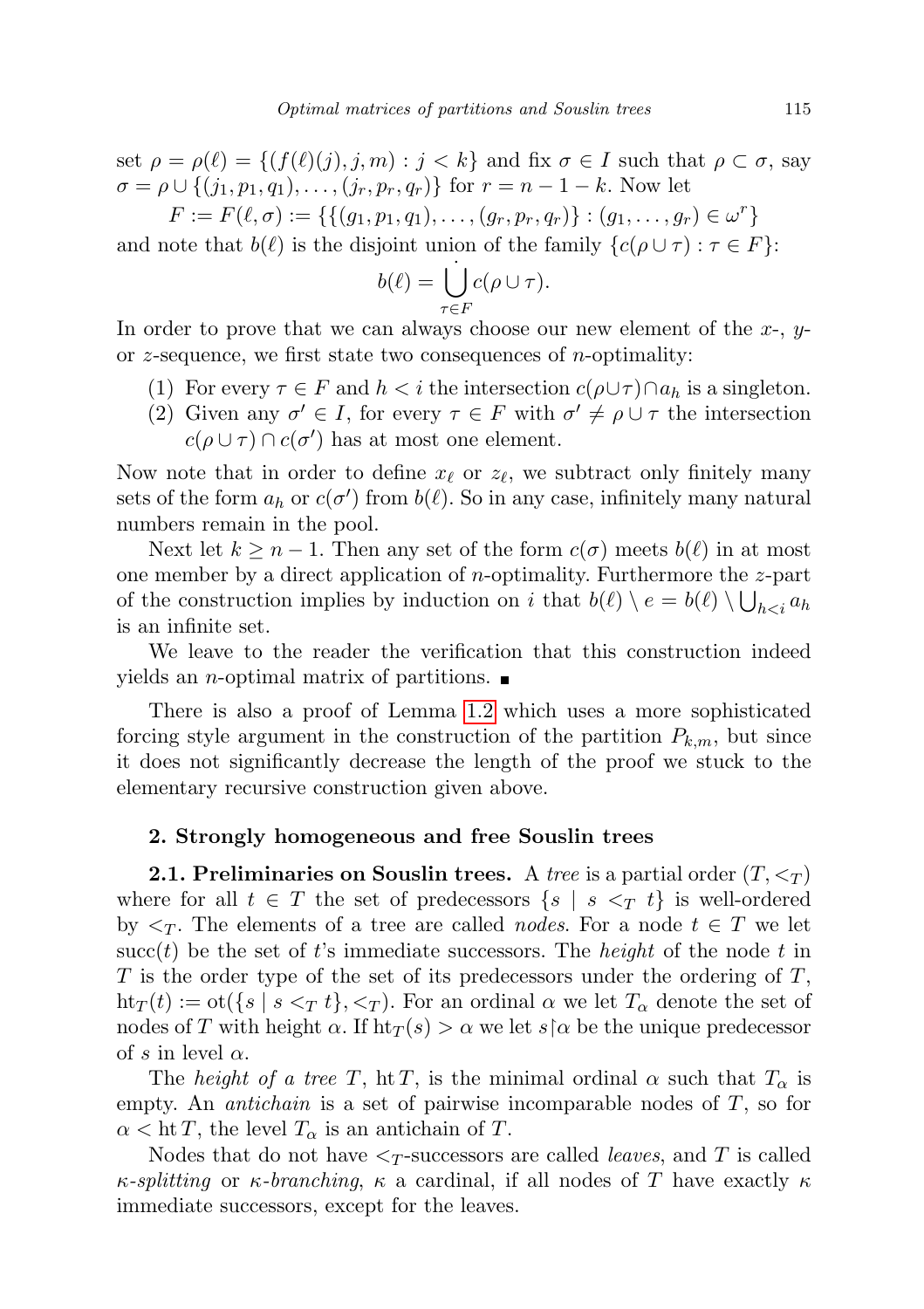set $\rho = \rho(\ell) = \{(f(\ell)(j), j, m) : j < k\}$ and fix $\sigma \in I$ such that $\rho \subset \sigma$, say $\sigma = \rho \cup \{(j_1, p_1, q_1), \ldots, (j_r, p_r, q_r)\}$ for $r = n - 1 - k$. Now let

$$F := F(\ell, \sigma) := \{\{(g_1, p_1, q_1), \ldots, (g_r, p_r, q_r)\} : (g_1, \ldots, g_r) \in \omega^r\}$$

and note that $b(\ell)$ is the disjoint union of the family $\{c(\rho \cup \tau) : \tau \in F\}$:

$$b(\ell) = \dot{\bigcup_{\tau \in F}} c(\rho \cup \tau).$$

In order to prove that we can always choose our new element of the $x$-, $y$- or $z$-sequence, we first state two consequences of $n$-optimality:

1. For every $\tau \in F$ and $h < i$ the intersection $c(\rho \cup \tau) \cap a_h$ is a singleton.
2. Given any $\sigma' \in I$, for every $\tau \in F$ with $\sigma' \neq \rho \cup \tau$ the intersection $c(\rho \cup \tau) \cap c(\sigma')$ has at most one element.

Now note that in order to define $x_\ell$ or $z_\ell$, we subtract only finitely many sets of the form $a_h$ or $c(\sigma')$ from $b(\ell)$. So in any case, infinitely many natural numbers remain in the pool.

Next let $k \geq n - 1$. Then any set of the form $c(\sigma)$ meets $b(\ell)$ in at most one member by a direct application of $n$-optimality. Furthermore the $z$-part of the construction implies by induction on $i$ that $b(\ell) \setminus e = b(\ell) \setminus \bigcup_{h<i} a_h$ is an infinite set.

We leave to the reader the verification that this construction indeed yields an $n$-optimal matrix of partitions. ∎

There is also a proof of Lemma 1.2 which uses a more sophisticated forcing style argument in the construction of the partition $P_{k,m}$, but since it does not significantly decrease the length of the proof we stuck to the elementary recursive construction given above.

## 2. Strongly homogeneous and free Souslin trees

**2.1. Preliminaries on Souslin trees.** A *tree* is a partial order $(T, <_T)$ where for all $t \in T$ the set of predecessors $\{s \mid s <_T t\}$ is well-ordered by $<_T$. The elements of a tree are called *nodes*. For a node $t \in T$ we let $\operatorname{succ}(t)$ be the set of $t$'s immediate successors. The *height* of the node $t$ in $T$ is the order type of the set of its predecessors under the ordering of $T$, $\operatorname{ht}_T(t) := \operatorname{ot}(\{s \mid s <_T t\}, <_T)$. For an ordinal $\alpha$ we let $T_\alpha$ denote the set of nodes of $T$ with height $\alpha$. If $\operatorname{ht}_T(s) > \alpha$ we let $s \restriction \alpha$ be the unique predecessor of $s$ in level $\alpha$.

The *height of a tree* $T$, $\operatorname{ht} T$, is the minimal ordinal $\alpha$ such that $T_\alpha$ is empty. An *antichain* is a set of pairwise incomparable nodes of $T$, so for $\alpha < \operatorname{ht} T$, the level $T_\alpha$ is an antichain of $T$.

Nodes that do not have $<_T$-successors are called *leaves*, and $T$ is called $\kappa$*-splitting* or $\kappa$*-branching*, $\kappa$ a cardinal, if all nodes of $T$ have exactly $\kappa$ immediate successors, except for the leaves.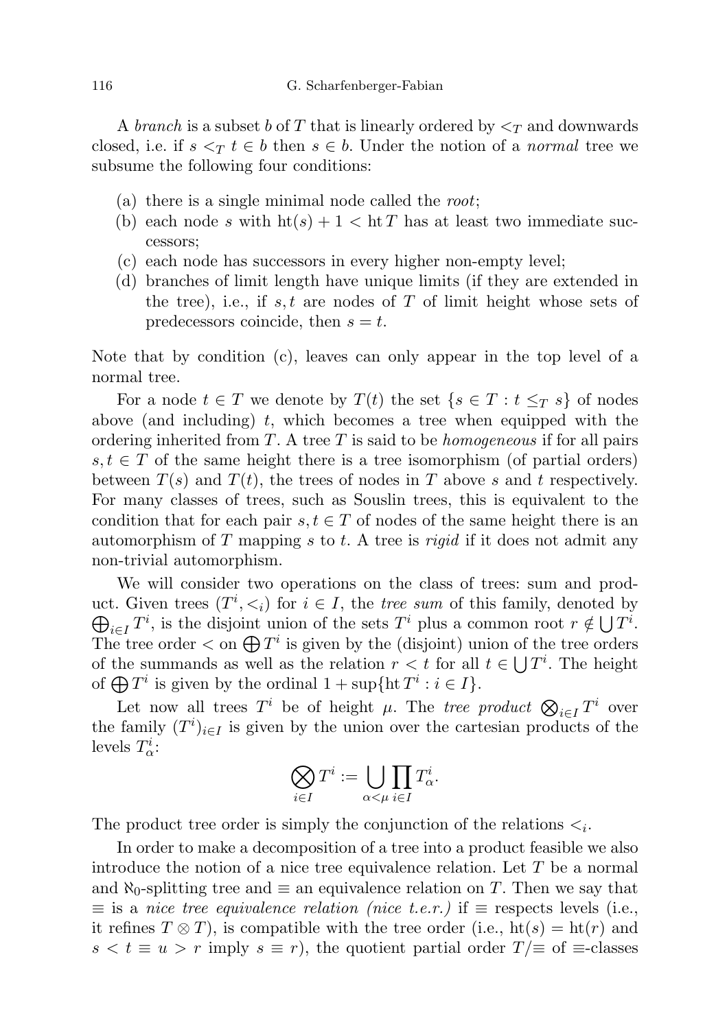A *branch* is a subset $b$ of $T$ that is linearly ordered by $<_T$ and downwards closed, i.e. if $s <_T t \in b$ then $s \in b$. Under the notion of a *normal* tree we subsume the following four conditions:

- (a) there is a single minimal node called the *root*;
- (b) each node $s$ with $\operatorname{ht}(s) + 1 < \operatorname{ht} T$ has at least two immediate successors;
- (c) each node has successors in every higher non-empty level;
- (d) branches of limit length have unique limits (if they are extended in the tree), i.e., if $s, t$ are nodes of $T$ of limit height whose sets of predecessors coincide, then $s = t$.

Note that by condition (c), leaves can only appear in the top level of a normal tree.

For a node $t \in T$ we denote by $T(t)$ the set $\{s \in T : t \leq_T s\}$ of nodes above (and including) $t$, which becomes a tree when equipped with the ordering inherited from $T$. A tree $T$ is said to be *homogeneous* if for all pairs $s, t \in T$ of the same height there is a tree isomorphism (of partial orders) between $T(s)$ and $T(t)$, the trees of nodes in $T$ above $s$ and $t$ respectively. For many classes of trees, such as Souslin trees, this is equivalent to the condition that for each pair $s, t \in T$ of nodes of the same height there is an automorphism of $T$ mapping $s$ to $t$. A tree is *rigid* if it does not admit any non-trivial automorphism.

We will consider two operations on the class of trees: sum and product. Given trees $(T^i, <_i)$ for $i \in I$, the *tree sum* of this family, denoted by $\bigoplus_{i\in I} T^i$, is the disjoint union of the sets $T^i$ plus a common root $r \notin \bigcup T^i$. The tree order $<$ on $\bigoplus T^i$ is given by the (disjoint) union of the tree orders of the summands as well as the relation $r < t$ for all $t \in \bigcup T^i$. The height of $\bigoplus T^i$ is given by the ordinal $1 + \sup\{\operatorname{ht} T^i : i \in I\}$.

Let now all trees $T^i$ be of height $\mu$. The *tree product* $\bigotimes_{i\in I} T^i$ over the family $(T^i)_{i\in I}$ is given by the union over the cartesian products of the levels $T^i_\alpha$:

$$\bigotimes_{i\in I} T^i := \bigcup_{\alpha<\mu} \prod_{i\in I} T^i_\alpha.$$

The product tree order is simply the conjunction of the relations $<_i$.

In order to make a decomposition of a tree into a product feasible we also introduce the notion of a nice tree equivalence relation. Let $T$ be a normal and $\aleph_0$-splitting tree and $\equiv$ an equivalence relation on $T$. Then we say that $\equiv$ is a *nice tree equivalence relation (nice t.e.r.)* if $\equiv$ respects levels (i.e., it refines $T \otimes T$), is compatible with the tree order (i.e., $\operatorname{ht}(s) = \operatorname{ht}(r)$ and $s < t \equiv u > r$ imply $s \equiv r$), the quotient partial order $T/{\equiv}$ of $\equiv$-classes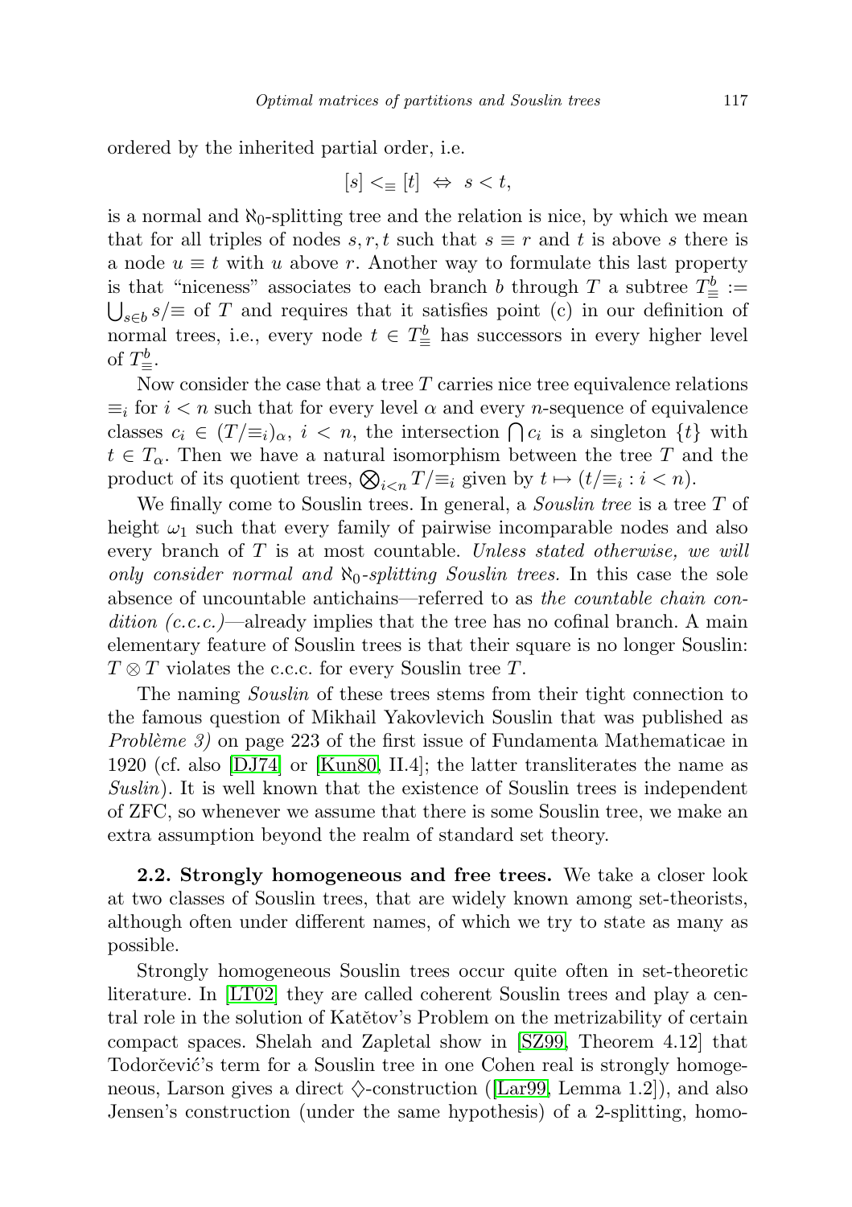ordered by the inherited partial order, i.e.

$$[s] <_{\equiv} [t] \;\Leftrightarrow\; s < t,$$

is a normal and $\aleph_0$-splitting tree and the relation is nice, by which we mean that for all triples of nodes $s, r, t$ such that $s \equiv r$ and $t$ is above $s$ there is a node $u \equiv t$ with $u$ above $r$. Another way to formulate this last property is that "niceness" associates to each branch $b$ through $T$ a subtree $T^b_{\equiv} := \bigcup_{s \in b} s/\equiv$ of $T$ and requires that it satisfies point (c) in our definition of normal trees, i.e., every node $t \in T^b_{\equiv}$ has successors in every higher level of $T^b_{\equiv}$.

Now consider the case that a tree $T$ carries nice tree equivalence relations $\equiv_i$ for $i < n$ such that for every level $\alpha$ and every $n$-sequence of equivalence classes $c_i \in (T/\equiv_i)_\alpha$, $i < n$, the intersection $\bigcap c_i$ is a singleton $\{t\}$ with $t \in T_\alpha$. Then we have a natural isomorphism between the tree $T$ and the product of its quotient trees, $\bigotimes_{i<n} T/\equiv_i$ given by $t \mapsto (t/\equiv_i : i < n)$.

We finally come to Souslin trees. In general, a *Souslin tree* is a tree $T$ of height $\omega_1$ such that every family of pairwise incomparable nodes and also every branch of $T$ is at most countable. *Unless stated otherwise, we will only consider normal and $\aleph_0$-splitting Souslin trees.* In this case the sole absence of uncountable antichains—referred to as *the countable chain condition (c.c.c.)*—already implies that the tree has no cofinal branch. A main elementary feature of Souslin trees is that their square is no longer Souslin: $T \otimes T$ violates the c.c.c. for every Souslin tree $T$.

The naming *Souslin* of these trees stems from their tight connection to the famous question of Mikhail Yakovlevich Souslin that was published as *Problème 3)* on page 223 of the first issue of Fundamenta Mathematicae in 1920 (cf. also [DJ74] or [Kun80, II.4]; the latter transliterates the name as *Suslin*). It is well known that the existence of Souslin trees is independent of ZFC, so whenever we assume that there is some Souslin tree, we make an extra assumption beyond the realm of standard set theory.

**2.2. Strongly homogeneous and free trees.** We take a closer look at two classes of Souslin trees, that are widely known among set-theorists, although often under different names, of which we try to state as many as possible.

Strongly homogeneous Souslin trees occur quite often in set-theoretic literature. In [LT02] they are called coherent Souslin trees and play a central role in the solution of Katětov's Problem on the metrizability of certain compact spaces. Shelah and Zapletal show in [SZ99, Theorem 4.12] that Todorčević's term for a Souslin tree in one Cohen real is strongly homogeneous, Larson gives a direct $\diamondsuit$-construction ([Lar99, Lemma 1.2]), and also Jensen's construction (under the same hypothesis) of a 2-splitting, homo-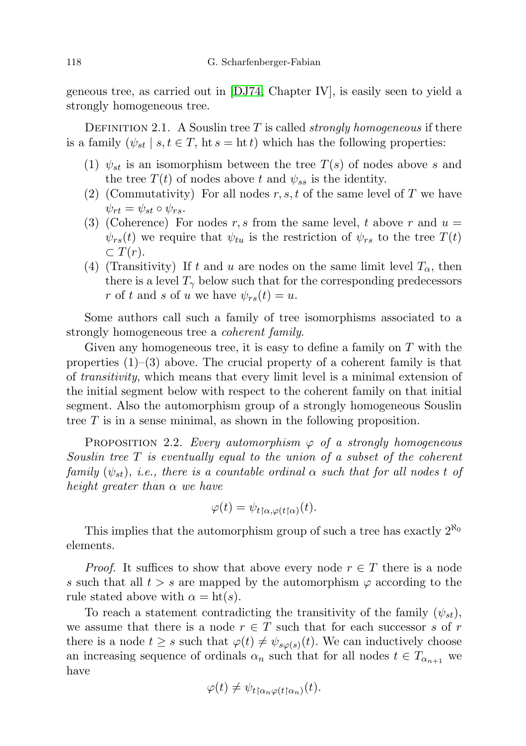geneous tree, as carried out in [DJ74, Chapter IV], is easily seen to yield a strongly homogeneous tree.

Definition 2.1. A Souslin tree $T$ is called *strongly homogeneous* if there is a family $(\psi_{st} \mid s, t \in T,\ \mathrm{ht}\, s = \mathrm{ht}\, t)$ which has the following properties:

1. $\psi_{st}$ is an isomorphism between the tree $T(s)$ of nodes above $s$ and the tree $T(t)$ of nodes above $t$ and $\psi_{ss}$ is the identity.
2. (Commutativity) For all nodes $r, s, t$ of the same level of $T$ we have $\psi_{rt} = \psi_{st} \circ \psi_{rs}$.
3. (Coherence) For nodes $r, s$ from the same level, $t$ above $r$ and $u = \psi_{rs}(t)$ we require that $\psi_{tu}$ is the restriction of $\psi_{rs}$ to the tree $T(t) \subset T(r)$.
4. (Transitivity) If $t$ and $u$ are nodes on the same limit level $T_\alpha$, then there is a level $T_\gamma$ below such that for the corresponding predecessors $r$ of $t$ and $s$ of $u$ we have $\psi_{rs}(t) = u$.

Some authors call such a family of tree isomorphisms associated to a strongly homogeneous tree a *coherent family*.

Given any homogeneous tree, it is easy to define a family on $T$ with the properties (1)–(3) above. The crucial property of a coherent family is that of *transitivity*, which means that every limit level is a minimal extension of the initial segment below with respect to the coherent family on that initial segment. Also the automorphism group of a strongly homogeneous Souslin tree $T$ is in a sense minimal, as shown in the following proposition.

Proposition 2.2. *Every automorphism $\varphi$ of a strongly homogeneous Souslin tree $T$ is eventually equal to the union of a subset of the coherent family $(\psi_{st})$, i.e., there is a countable ordinal $\alpha$ such that for all nodes $t$ of height greater than $\alpha$ we have*

$$\varphi(t) = \psi_{t\restriction\alpha, \varphi(t\restriction\alpha)}(t).$$

This implies that the automorphism group of such a tree has exactly $2^{\aleph_0}$ elements.

*Proof.* It suffices to show that above every node $r \in T$ there is a node $s$ such that all $t > s$ are mapped by the automorphism $\varphi$ according to the rule stated above with $\alpha = \mathrm{ht}(s)$.

To reach a statement contradicting the transitivity of the family $(\psi_{st})$, we assume that there is a node $r \in T$ such that for each successor $s$ of $r$ there is a node $t \geq s$ such that $\varphi(t) \neq \psi_{s\varphi(s)}(t)$. We can inductively choose an increasing sequence of ordinals $\alpha_n$ such that for all nodes $t \in T_{\alpha_{n+1}}$ we have

$$\varphi(t) \neq \psi_{t\restriction\alpha_n \varphi(t\restriction\alpha_n)}(t).$$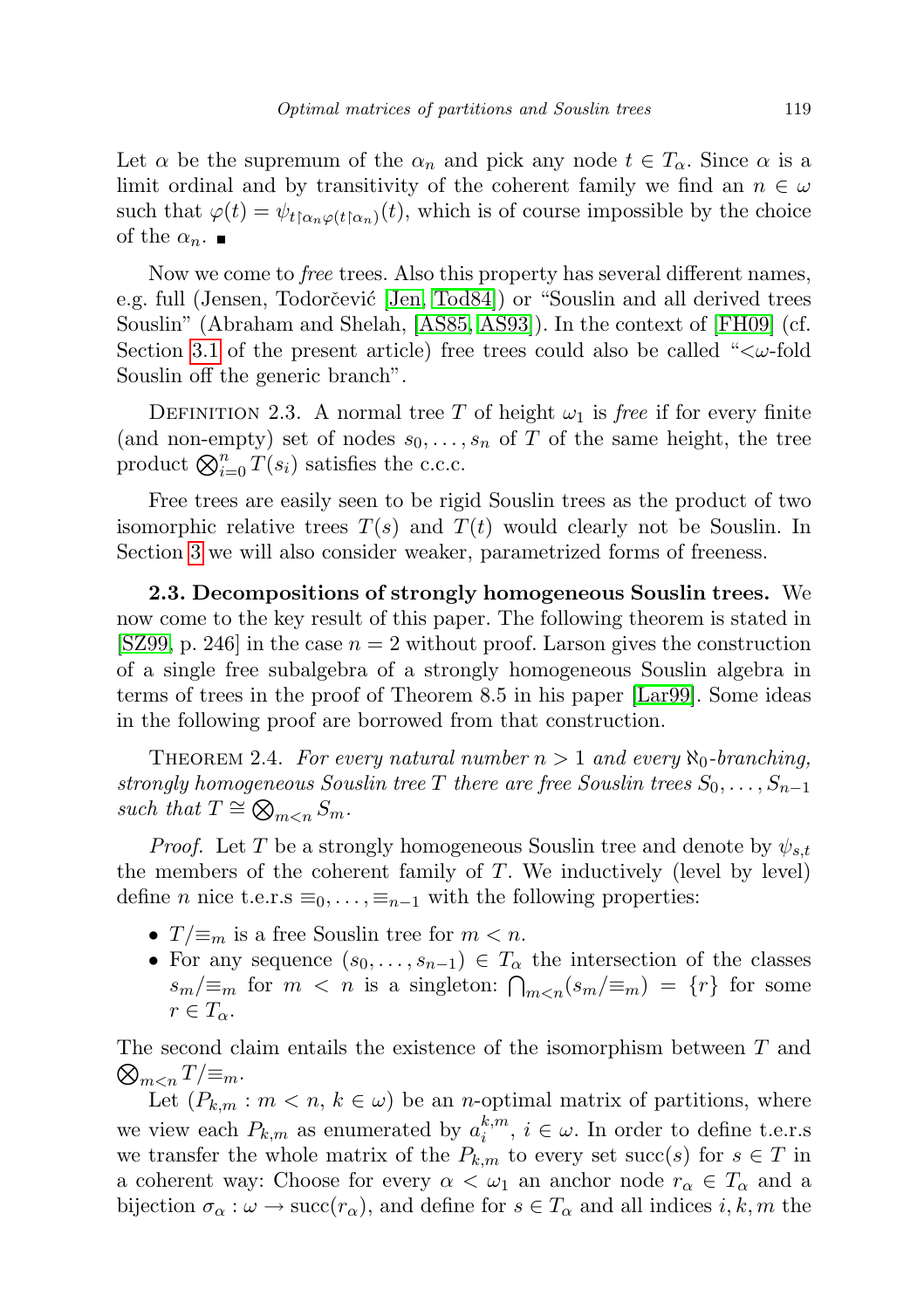Let $\alpha$ be the supremum of the $\alpha_n$ and pick any node $t \in T_\alpha$. Since $\alpha$ is a limit ordinal and by transitivity of the coherent family we find an $n \in \omega$ such that $\varphi(t) = \psi_{t\restriction\alpha_n \varphi(t\restriction\alpha_n)}(t)$, which is of course impossible by the choice of the $\alpha_n$. ∎

Now we come to *free* trees. Also this property has several different names, e.g. full (Jensen, Todorčević [Jen, Tod84]) or "Souslin and all derived trees Souslin" (Abraham and Shelah, [AS85, AS93]). In the context of [FH09] (cf. Section 3.1 of the present article) free trees could also be called "$<\omega$-fold Souslin off the generic branch".

Definition 2.3. A normal tree $T$ of height $\omega_1$ is *free* if for every finite (and non-empty) set of nodes $s_0, \ldots, s_n$ of $T$ of the same height, the tree product $\bigotimes_{i=0}^n T(s_i)$ satisfies the c.c.c.

Free trees are easily seen to be rigid Souslin trees as the product of two isomorphic relative trees $T(s)$ and $T(t)$ would clearly not be Souslin. In Section 3 we will also consider weaker, parametrized forms of freeness.

**2.3. Decompositions of strongly homogeneous Souslin trees.** We now come to the key result of this paper. The following theorem is stated in [SZ99, p. 246] in the case $n = 2$ without proof. Larson gives the construction of a single free subalgebra of a strongly homogeneous Souslin algebra in terms of trees in the proof of Theorem 8.5 in his paper [Lar99]. Some ideas in the following proof are borrowed from that construction.

Theorem 2.4. *For every natural number $n > 1$ and every $\aleph_0$-branching, strongly homogeneous Souslin tree $T$ there are free Souslin trees $S_0, \ldots, S_{n-1}$ such that $T \cong \bigotimes_{m<n} S_m$.*

*Proof.* Let $T$ be a strongly homogeneous Souslin tree and denote by $\psi_{s,t}$ the members of the coherent family of $T$. We inductively (level by level) define $n$ nice t.e.r.s $\equiv_0, \ldots, \equiv_{n-1}$ with the following properties:

- $T/{\equiv_m}$ is a free Souslin tree for $m < n$.
- For any sequence $(s_0, \ldots, s_{n-1}) \in T_\alpha$ the intersection of the classes $s_m/{\equiv_m}$ for $m < n$ is a singleton: $\bigcap_{m<n}(s_m/{\equiv_m}) = \{r\}$ for some $r \in T_\alpha$.

The second claim entails the existence of the isomorphism between $T$ and $\bigotimes_{m<n} T/{\equiv_m}$.

Let $(P_{k,m} : m < n,\ k \in \omega)$ be an $n$-optimal matrix of partitions, where we view each $P_{k,m}$ as enumerated by $a_i^{k,m}$, $i \in \omega$. In order to define t.e.r.s we transfer the whole matrix of the $P_{k,m}$ to every set $\operatorname{succ}(s)$ for $s \in T$ in a coherent way: Choose for every $\alpha < \omega_1$ an anchor node $r_\alpha \in T_\alpha$ and a bijection $\sigma_\alpha : \omega \to \operatorname{succ}(r_\alpha)$, and define for $s \in T_\alpha$ and all indices $i, k, m$ the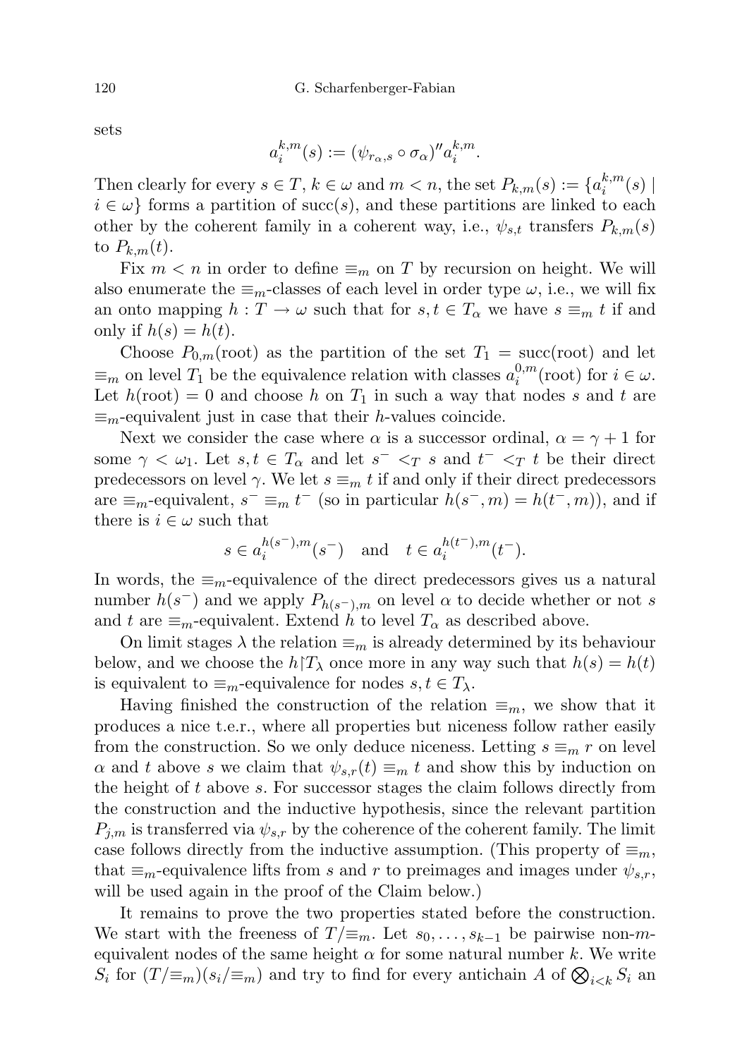sets

$$a_i^{k,m}(s) := (\psi_{r_\alpha,s} \circ \sigma_\alpha)'' a_i^{k,m}.$$

Then clearly for every $s \in T$, $k \in \omega$ and $m < n$, the set $P_{k,m}(s) := \{a_i^{k,m}(s) \mid i \in \omega\}$ forms a partition of $\operatorname{succ}(s)$, and these partitions are linked to each other by the coherent family in a coherent way, i.e., $\psi_{s,t}$ transfers $P_{k,m}(s)$ to $P_{k,m}(t)$.

Fix $m < n$ in order to define $\equiv_m$ on $T$ by recursion on height. We will also enumerate the $\equiv_m$-classes of each level in order type $\omega$, i.e., we will fix an onto mapping $h : T \to \omega$ such that for $s, t \in T_\alpha$ we have $s \equiv_m t$ if and only if $h(s) = h(t)$.

Choose $P_{0,m}(\text{root})$ as the partition of the set $T_1 = \operatorname{succ}(\text{root})$ and let $\equiv_m$ on level $T_1$ be the equivalence relation with classes $a_i^{0,m}(\text{root})$ for $i \in \omega$. Let $h(\text{root}) = 0$ and choose $h$ on $T_1$ in such a way that nodes $s$ and $t$ are $\equiv_m$-equivalent just in case that their $h$-values coincide.

Next we consider the case where $\alpha$ is a successor ordinal, $\alpha = \gamma + 1$ for some $\gamma < \omega_1$. Let $s, t \in T_\alpha$ and let $s^- <_T s$ and $t^- <_T t$ be their direct predecessors on level $\gamma$. We let $s \equiv_m t$ if and only if their direct predecessors are $\equiv_m$-equivalent, $s^- \equiv_m t^-$ (so in particular $h(s^-, m) = h(t^-, m)$), and if there is $i \in \omega$ such that

$$s \in a_i^{h(s^-),m}(s^-) \quad \text{and} \quad t \in a_i^{h(t^-),m}(t^-).$$

In words, the $\equiv_m$-equivalence of the direct predecessors gives us a natural number $h(s^-)$ and we apply $P_{h(s^-),m}$ on level $\alpha$ to decide whether or not $s$ and $t$ are $\equiv_m$-equivalent. Extend $h$ to level $T_\alpha$ as described above.

On limit stages $\lambda$ the relation $\equiv_m$ is already determined by its behaviour below, and we choose the $h \restriction T_\lambda$ once more in any way such that $h(s) = h(t)$ is equivalent to $\equiv_m$-equivalence for nodes $s, t \in T_\lambda$.

Having finished the construction of the relation $\equiv_m$, we show that it produces a nice t.e.r., where all properties but niceness follow rather easily from the construction. So we only deduce niceness. Letting $s \equiv_m r$ on level $\alpha$ and $t$ above $s$ we claim that $\psi_{s,r}(t) \equiv_m t$ and show this by induction on the height of $t$ above $s$. For successor stages the claim follows directly from the construction and the inductive hypothesis, since the relevant partition $P_{j,m}$ is transferred via $\psi_{s,r}$ by the coherence of the coherent family. The limit case follows directly from the inductive assumption. (This property of $\equiv_m$, that $\equiv_m$-equivalence lifts from $s$ and $r$ to preimages and images under $\psi_{s,r}$, will be used again in the proof of the Claim below.)

It remains to prove the two properties stated before the construction. We start with the freeness of $T/{\equiv_m}$. Let $s_0, \ldots, s_{k-1}$ be pairwise non-$m$-equivalent nodes of the same height $\alpha$ for some natural number $k$. We write $S_i$ for $(T/{\equiv_m})(s_i/{\equiv_m})$ and try to find for every antichain $A$ of $\bigotimes_{i<k} S_i$ an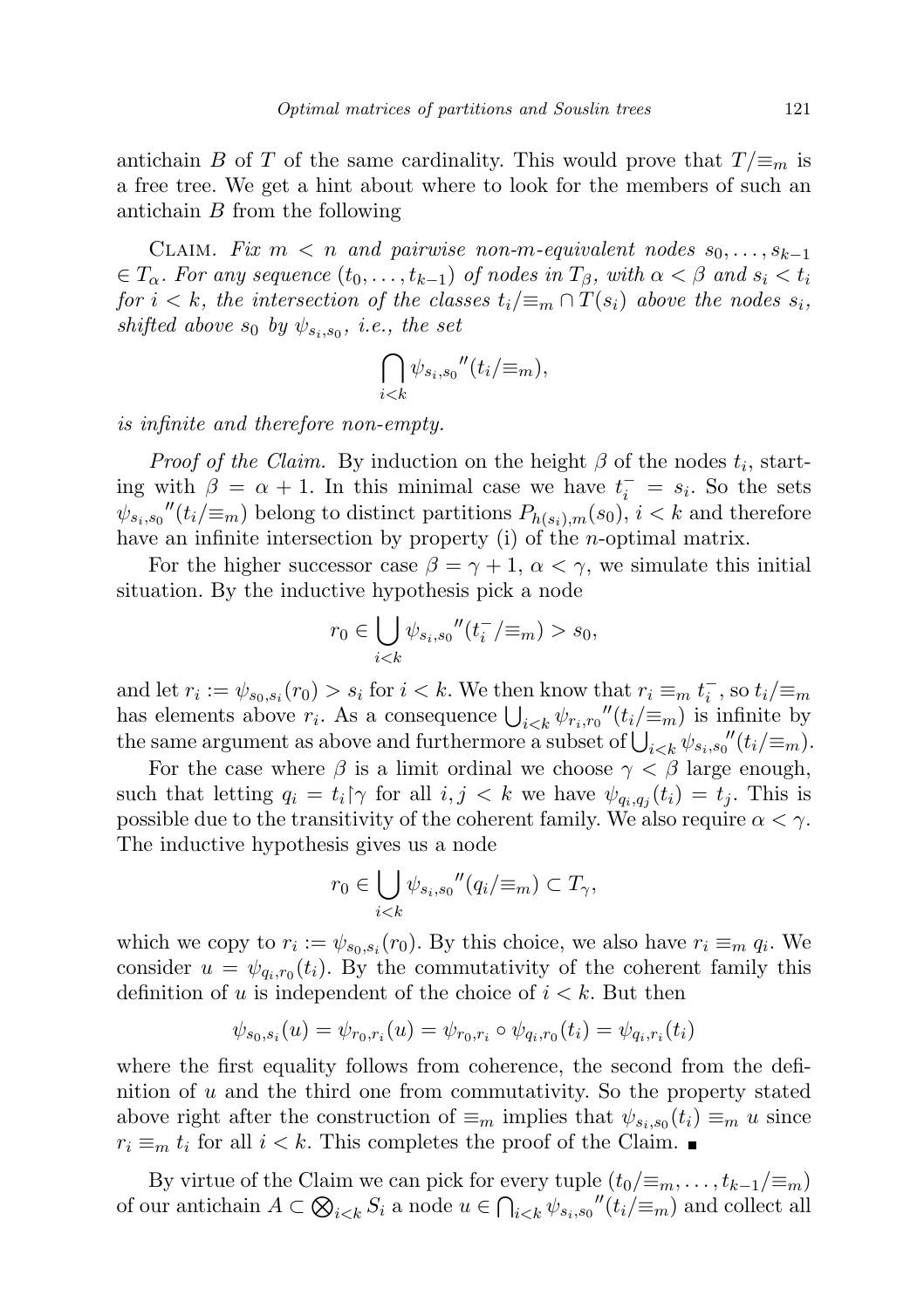antichain $B$ of $T$ of the same cardinality. This would prove that $T/{\equiv_m}$ is a free tree. We get a hint about where to look for the members of such an antichain $B$ from the following

Claim. *Fix $m < n$ and pairwise non-$m$-equivalent nodes $s_0, \dots, s_{k-1} \in T_\alpha$. For any sequence $(t_0, \dots, t_{k-1})$ of nodes in $T_\beta$, with $\alpha < \beta$ and $s_i < t_i$ for $i < k$, the intersection of the classes $t_i/{\equiv_m} \cap T(s_i)$ above the nodes $s_i$, shifted above $s_0$ by $\psi_{s_i,s_0}$, i.e., the set*

$$\bigcap_{i<k} \psi_{s_i,s_0}{}''(t_i/{\equiv_m}),$$

*is infinite and therefore non-empty.*

*Proof of the Claim.* By induction on the height $\beta$ of the nodes $t_i$, starting with $\beta = \alpha + 1$. In this minimal case we have $t_i^- = s_i$. So the sets $\psi_{s_i,s_0}{}''(t_i/{\equiv_m})$ belong to distinct partitions $P_{h(s_i),m}(s_0)$, $i < k$ and therefore have an infinite intersection by property (i) of the $n$-optimal matrix.

For the higher successor case $\beta = \gamma + 1$, $\alpha < \gamma$, we simulate this initial situation. By the inductive hypothesis pick a node

$$r_0 \in \bigcup_{i<k} \psi_{s_i,s_0}{}''(t_i^-/{\equiv_m}) > s_0,$$

and let $r_i := \psi_{s_0,s_i}(r_0) > s_i$ for $i < k$. We then know that $r_i \equiv_m t_i^-$, so $t_i/{\equiv_m}$ has elements above $r_i$. As a consequence $\bigcup_{i<k} \psi_{r_i,r_0}{}''(t_i/{\equiv_m})$ is infinite by the same argument as above and furthermore a subset of $\bigcup_{i<k} \psi_{s_i,s_0}{}''(t_i/{\equiv_m})$.

For the case where $\beta$ is a limit ordinal we choose $\gamma < \beta$ large enough, such that letting $q_i = t_i{\restriction}\gamma$ for all $i, j < k$ we have $\psi_{q_i,q_j}(t_i) = t_j$. This is possible due to the transitivity of the coherent family. We also require $\alpha < \gamma$. The inductive hypothesis gives us a node

$$r_0 \in \bigcup_{i<k} \psi_{s_i,s_0}{}''(q_i/{\equiv_m}) \subset T_\gamma,$$

which we copy to $r_i := \psi_{s_0,s_i}(r_0)$. By this choice, we also have $r_i \equiv_m q_i$. We consider $u = \psi_{q_i,r_0}(t_i)$. By the commutativity of the coherent family this definition of $u$ is independent of the choice of $i < k$. But then

$$\psi_{s_0,s_i}(u) = \psi_{r_0,r_i}(u) = \psi_{r_0,r_i} \circ \psi_{q_i,r_0}(t_i) = \psi_{q_i,r_i}(t_i)$$

where the first equality follows from coherence, the second from the definition of $u$ and the third one from commutativity. So the property stated above right after the construction of $\equiv_m$ implies that $\psi_{s_i,s_0}(t_i) \equiv_m u$ since $r_i \equiv_m t_i$ for all $i < k$. This completes the proof of the Claim. ∎

By virtue of the Claim we can pick for every tuple $(t_0/{\equiv_m}, \dots, t_{k-1}/{\equiv_m})$ of our antichain $A \subset \bigotimes_{i<k} S_i$ a node $u \in \bigcap_{i<k} \psi_{s_i,s_0}{}''(t_i/{\equiv_m})$ and collect all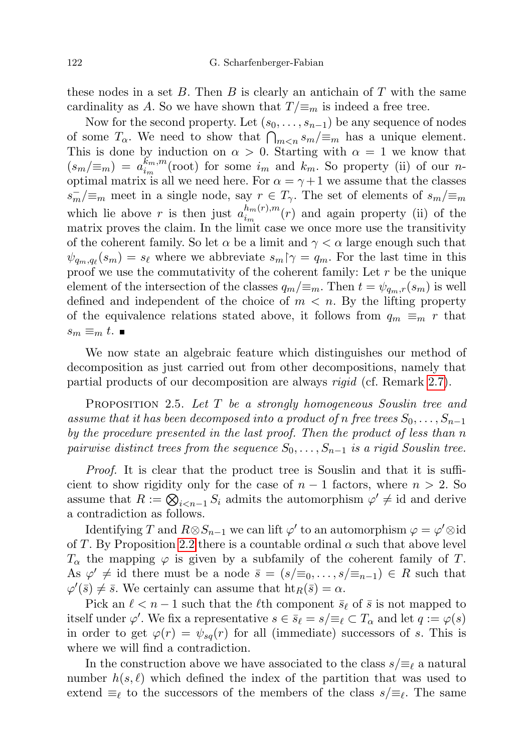these nodes in a set $B$. Then $B$ is clearly an antichain of $T$ with the same cardinality as $A$. So we have shown that $T/{\equiv_m}$ is indeed a free tree.

Now for the second property. Let $(s_0, \ldots, s_{n-1})$ be any sequence of nodes of some $T_\alpha$. We need to show that $\bigcap_{m<n} s_m/{\equiv_m}$ has a unique element. This is done by induction on $\alpha > 0$. Starting with $\alpha = 1$ we know that $(s_m/{\equiv_m}) = a_{i_m}^{k_m,m}(\text{root})$ for some $i_m$ and $k_m$. So property (ii) of our $n$-optimal matrix is all we need here. For $\alpha = \gamma + 1$ we assume that the classes $s_m^-/{\equiv_m}$ meet in a single node, say $r \in T_\gamma$. The set of elements of $s_m/{\equiv_m}$ which lie above $r$ is then just $a_{i_m}^{h_m(r),m}(r)$ and again property (ii) of the matrix proves the claim. In the limit case we once more use the transitivity of the coherent family. So let $\alpha$ be a limit and $\gamma < \alpha$ large enough such that $\psi_{q_m,q_\ell}(s_m) = s_\ell$ where we abbreviate $s_m \restriction \gamma = q_m$. For the last time in this proof we use the commutativity of the coherent family: Let $r$ be the unique element of the intersection of the classes $q_m/{\equiv_m}$. Then $t = \psi_{q_m,r}(s_m)$ is well defined and independent of the choice of $m < n$. By the lifting property of the equivalence relations stated above, it follows from $q_m \equiv_m r$ that $s_m \equiv_m t$. ∎

We now state an algebraic feature which distinguishes our method of decomposition as just carried out from other decompositions, namely that partial products of our decomposition are always *rigid* (cf. Remark 2.7).

Proposition 2.5. *Let $T$ be a strongly homogeneous Souslin tree and assume that it has been decomposed into a product of $n$ free trees $S_0, \ldots, S_{n-1}$ by the procedure presented in the last proof. Then the product of less than $n$ pairwise distinct trees from the sequence $S_0, \ldots, S_{n-1}$ is a rigid Souslin tree.*

*Proof.* It is clear that the product tree is Souslin and that it is sufficient to show rigidity only for the case of $n-1$ factors, where $n > 2$. So assume that $R := \bigotimes_{i<n-1} S_i$ admits the automorphism $\varphi' \neq \mathrm{id}$ and derive a contradiction as follows.

Identifying $T$ and $R \otimes S_{n-1}$ we can lift $\varphi'$ to an automorphism $\varphi = \varphi' \otimes \mathrm{id}$ of $T$. By Proposition 2.2 there is a countable ordinal $\alpha$ such that above level $T_\alpha$ the mapping $\varphi$ is given by a subfamily of the coherent family of $T$. As $\varphi' \neq \mathrm{id}$ there must be a node $\bar{s} = (s/{\equiv_0}, \ldots, s/{\equiv_{n-1}}) \in R$ such that $\varphi'(\bar{s}) \neq \bar{s}$. We certainly can assume that $\mathrm{ht}_R(\bar{s}) = \alpha$.

Pick an $\ell < n-1$ such that the $\ell$th component $\bar{s}_\ell$ of $\bar{s}$ is not mapped to itself under $\varphi'$. We fix a representative $s \in \bar{s}_\ell = s/{\equiv_\ell} \subset T_\alpha$ and let $q := \varphi(s)$ in order to get $\varphi(r) = \psi_{sq}(r)$ for all (immediate) successors of $s$. This is where we will find a contradiction.

In the construction above we have associated to the class $s/{\equiv_\ell}$ a natural number $h(s, \ell)$ which defined the index of the partition that was used to extend $\equiv_\ell$ to the successors of the members of the class $s/{\equiv_\ell}$. The same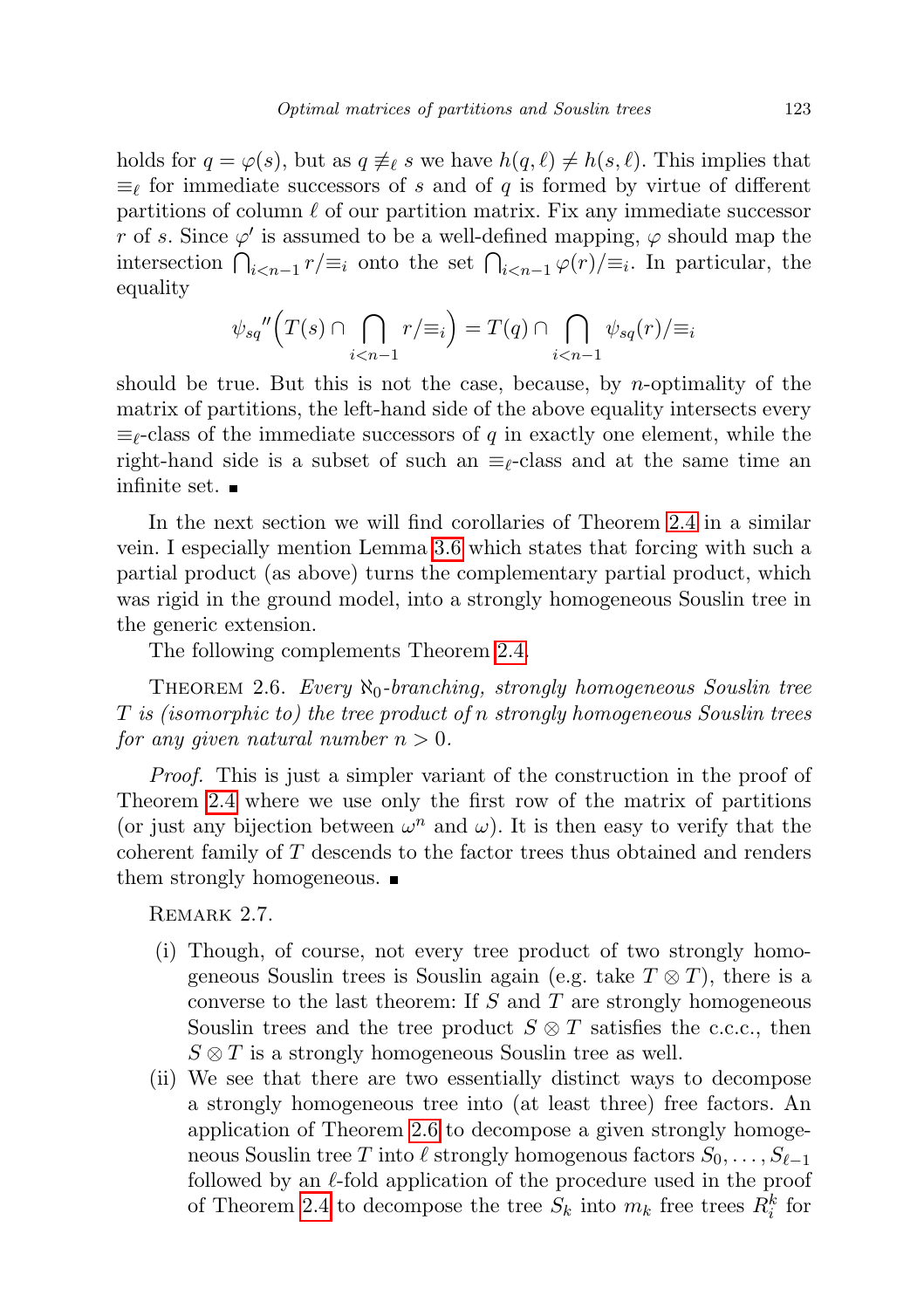holds for $q = \varphi(s)$, but as $q \not\equiv_\ell s$ we have $h(q, \ell) \neq h(s, \ell)$. This implies that $\equiv_\ell$ for immediate successors of $s$ and of $q$ is formed by virtue of different partitions of column $\ell$ of our partition matrix. Fix any immediate successor $r$ of $s$. Since $\varphi'$ is assumed to be a well-defined mapping, $\varphi$ should map the intersection $\bigcap_{i<n-1} r/{\equiv_i}$ onto the set $\bigcap_{i<n-1} \varphi(r)/{\equiv_i}$. In particular, the equality

$$\psi_{sq}{}''\Big(T(s) \cap \bigcap_{i<n-1} r/{\equiv_i}\Big) = T(q) \cap \bigcap_{i<n-1} \psi_{sq}(r)/{\equiv_i}$$

should be true. But this is not the case, because, by $n$-optimality of the matrix of partitions, the left-hand side of the above equality intersects every $\equiv_\ell$-class of the immediate successors of $q$ in exactly one element, while the right-hand side is a subset of such an $\equiv_\ell$-class and at the same time an infinite set. ∎

In the next section we will find corollaries of Theorem 2.4 in a similar vein. I especially mention Lemma 3.6 which states that forcing with such a partial product (as above) turns the complementary partial product, which was rigid in the ground model, into a strongly homogeneous Souslin tree in the generic extension.

The following complements Theorem 2.4.

Theorem 2.6. *Every $\aleph_0$-branching, strongly homogeneous Souslin tree $T$ is (isomorphic to) the tree product of $n$ strongly homogeneous Souslin trees for any given natural number $n > 0$.*

*Proof.* This is just a simpler variant of the construction in the proof of Theorem 2.4 where we use only the first row of the matrix of partitions (or just any bijection between $\omega^n$ and $\omega$). It is then easy to verify that the coherent family of $T$ descends to the factor trees thus obtained and renders them strongly homogeneous. ∎

Remark 2.7.

(i) Though, of course, not every tree product of two strongly homogeneous Souslin trees is Souslin again (e.g. take $T \otimes T$), there is a converse to the last theorem: If $S$ and $T$ are strongly homogeneous Souslin trees and the tree product $S \otimes T$ satisfies the c.c.c., then $S \otimes T$ is a strongly homogeneous Souslin tree as well.

(ii) We see that there are two essentially distinct ways to decompose a strongly homogeneous tree into (at least three) free factors. An application of Theorem 2.6 to decompose a given strongly homogeneous Souslin tree $T$ into $\ell$ strongly homogenous factors $S_0, \ldots, S_{\ell-1}$ followed by an $\ell$-fold application of the procedure used in the proof of Theorem 2.4 to decompose the tree $S_k$ into $m_k$ free trees $R_i^k$ for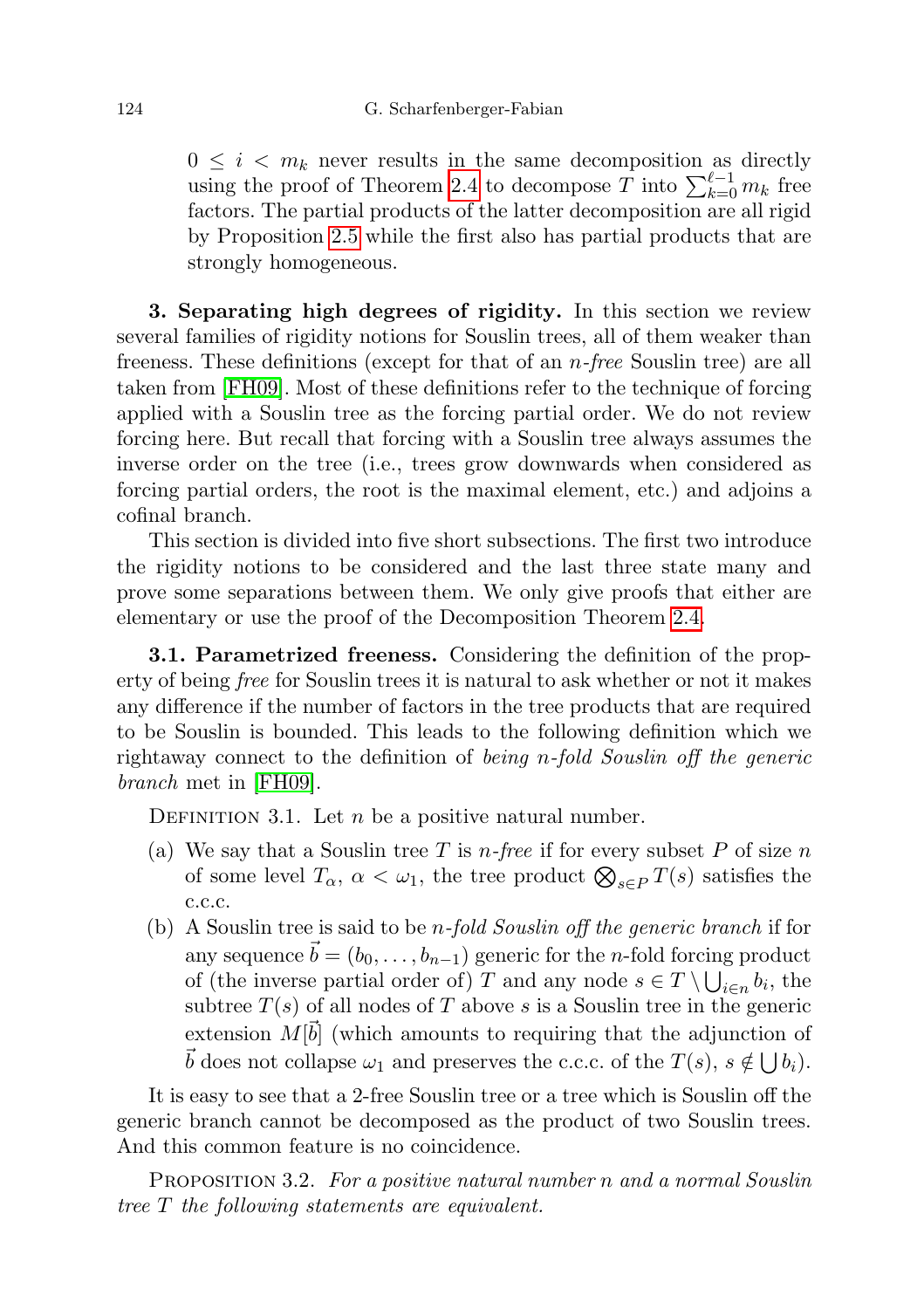$0 \leq i < m_k$ never results in the same decomposition as directly using the proof of Theorem 2.4 to decompose $T$ into $\sum_{k=0}^{\ell-1} m_k$ free factors. The partial products of the latter decomposition are all rigid by Proposition 2.5 while the first also has partial products that are strongly homogeneous.

**3. Separating high degrees of rigidity.** In this section we review several families of rigidity notions for Souslin trees, all of them weaker than freeness. These definitions (except for that of an *n-free* Souslin tree) are all taken from [FH09]. Most of these definitions refer to the technique of forcing applied with a Souslin tree as the forcing partial order. We do not review forcing here. But recall that forcing with a Souslin tree always assumes the inverse order on the tree (i.e., trees grow downwards when considered as forcing partial orders, the root is the maximal element, etc.) and adjoins a cofinal branch.

This section is divided into five short subsections. The first two introduce the rigidity notions to be considered and the last three state many and prove some separations between them. We only give proofs that either are elementary or use the proof of the Decomposition Theorem 2.4.

**3.1. Parametrized freeness.** Considering the definition of the property of being *free* for Souslin trees it is natural to ask whether or not it makes any difference if the number of factors in the tree products that are required to be Souslin is bounded. This leads to the following definition which we rightaway connect to the definition of *being n-fold Souslin off the generic branch* met in [FH09].

Definition 3.1. Let $n$ be a positive natural number.

(a) We say that a Souslin tree $T$ is *n-free* if for every subset $P$ of size $n$ of some level $T_\alpha$, $\alpha < \omega_1$, the tree product $\bigotimes_{s \in P} T(s)$ satisfies the c.c.c.

(b) A Souslin tree is said to be *n-fold Souslin off the generic branch* if for any sequence $\vec{b} = (b_0, \ldots, b_{n-1})$ generic for the $n$-fold forcing product of (the inverse partial order of) $T$ and any node $s \in T \setminus \bigcup_{i \in n} b_i$, the subtree $T(s)$ of all nodes of $T$ above $s$ is a Souslin tree in the generic extension $M[\vec{b}]$ (which amounts to requiring that the adjunction of $\vec{b}$ does not collapse $\omega_1$ and preserves the c.c.c. of the $T(s)$, $s \notin \bigcup b_i$).

It is easy to see that a 2-free Souslin tree or a tree which is Souslin off the generic branch cannot be decomposed as the product of two Souslin trees. And this common feature is no coincidence.

Proposition 3.2. *For a positive natural number $n$ and a normal Souslin tree $T$ the following statements are equivalent.*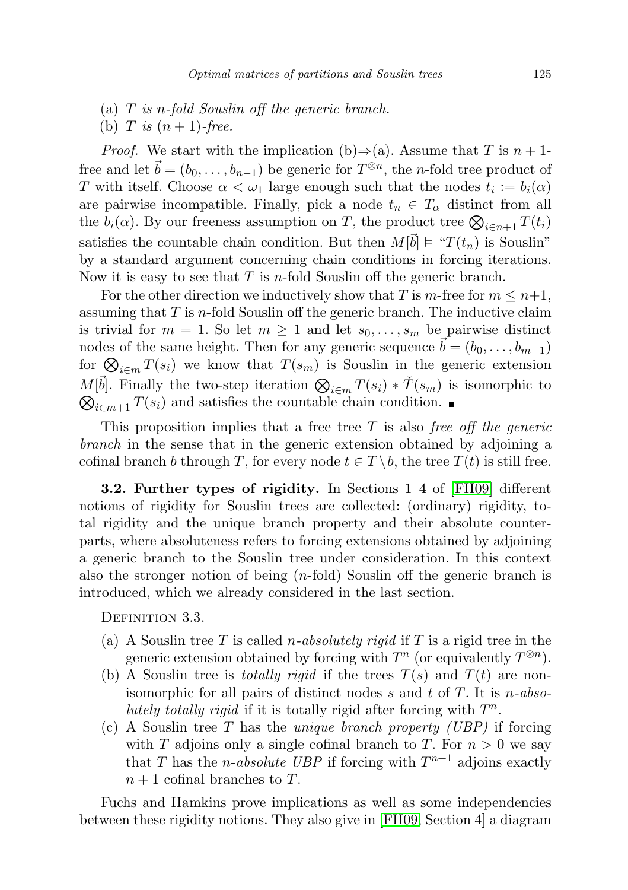(a) $T$ *is* $n$*-fold Souslin off the generic branch.*
(b) $T$ *is* $(n+1)$*-free.*

*Proof.* We start with the implication (b)⇒(a). Assume that $T$ is $n+1$-free and let $\vec{b} = (b_0, \dots, b_{n-1})$ be generic for $T^{\otimes n}$, the $n$-fold tree product of $T$ with itself. Choose $\alpha < \omega_1$ large enough such that the nodes $t_i := b_i(\alpha)$ are pairwise incompatible. Finally, pick a node $t_n \in T_\alpha$ distinct from all the $b_i(\alpha)$. By our freeness assumption on $T$, the product tree $\bigotimes_{i \in n+1} T(t_i)$ satisfies the countable chain condition. But then $M[\vec{b}] \models$ "$T(t_n)$ is Souslin" by a standard argument concerning chain conditions in forcing iterations. Now it is easy to see that $T$ is $n$-fold Souslin off the generic branch.

For the other direction we inductively show that $T$ is $m$-free for $m \leq n+1$, assuming that $T$ is $n$-fold Souslin off the generic branch. The inductive claim is trivial for $m = 1$. So let $m \geq 1$ and let $s_0, \dots, s_m$ be pairwise distinct nodes of the same height. Then for any generic sequence $\vec{b} = (b_0, \dots, b_{m-1})$ for $\bigotimes_{i \in m} T(s_i)$ we know that $T(s_m)$ is Souslin in the generic extension $M[\vec{b}]$. Finally the two-step iteration $\bigotimes_{i \in m} T(s_i) * \check{T}(s_m)$ is isomorphic to $\bigotimes_{i \in m+1} T(s_i)$ and satisfies the countable chain condition. ∎

This proposition implies that a free tree $T$ is also *free off the generic branch* in the sense that in the generic extension obtained by adjoining a cofinal branch $b$ through $T$, for every node $t \in T \setminus b$, the tree $T(t)$ is still free.

**3.2. Further types of rigidity.** In Sections 1–4 of [FH09] different notions of rigidity for Souslin trees are collected: (ordinary) rigidity, total rigidity and the unique branch property and their absolute counterparts, where absoluteness refers to forcing extensions obtained by adjoining a generic branch to the Souslin tree under consideration. In this context also the stronger notion of being ($n$-fold) Souslin off the generic branch is introduced, which we already considered in the last section.

Definition 3.3.

(a) A Souslin tree $T$ is called $n$*-absolutely rigid* if $T$ is a rigid tree in the generic extension obtained by forcing with $T^n$ (or equivalently $T^{\otimes n}$).
(b) A Souslin tree is *totally rigid* if the trees $T(s)$ and $T(t)$ are non-isomorphic for all pairs of distinct nodes $s$ and $t$ of $T$. It is $n$*-absolutely totally rigid* if it is totally rigid after forcing with $T^n$.
(c) A Souslin tree $T$ has the *unique branch property (UBP)* if forcing with $T$ adjoins only a single cofinal branch to $T$. For $n > 0$ we say that $T$ has the $n$*-absolute UBP* if forcing with $T^{n+1}$ adjoins exactly $n+1$ cofinal branches to $T$.

Fuchs and Hamkins prove implications as well as some independencies between these rigidity notions. They also give in [FH09, Section 4] a diagram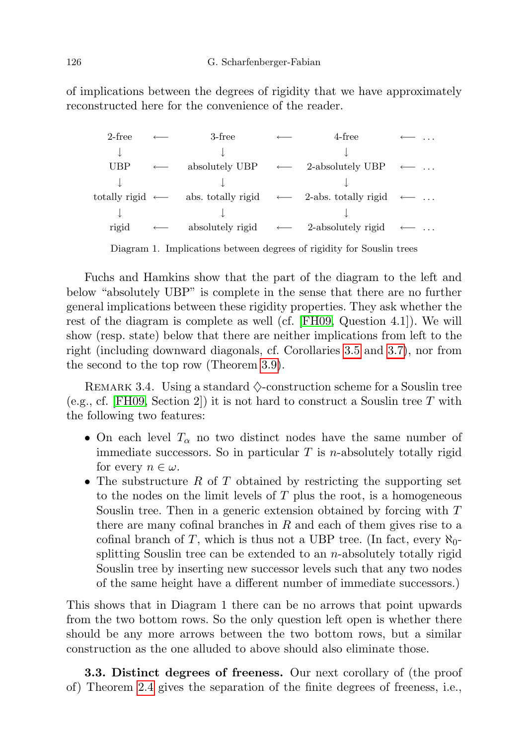of implications between the degrees of rigidity that we have approximately reconstructed here for the convenience of the reader.

$$
\begin{array}{ccccccc}
\text{2-free} & \longleftarrow & \text{3-free} & \longleftarrow & \text{4-free} & \longleftarrow & \dots \\
\downarrow & & \downarrow & & \downarrow & & \\
\text{UBP} & \longleftarrow & \text{absolutely UBP} & \longleftarrow & \text{2-absolutely UBP} & \longleftarrow & \dots \\
\downarrow & & \downarrow & & \downarrow & & \\
\text{totally rigid} & \longleftarrow & \text{abs. totally rigid} & \longleftarrow & \text{2-abs. totally rigid} & \longleftarrow & \dots \\
\downarrow & & \downarrow & & \downarrow & & \\
\text{rigid} & \longleftarrow & \text{absolutely rigid} & \longleftarrow & \text{2-absolutely rigid} & \longleftarrow & \dots
\end{array}
$$

Diagram 1. Implications between degrees of rigidity for Souslin trees

Fuchs and Hamkins show that the part of the diagram to the left and below "absolutely UBP" is complete in the sense that there are no further general implications between these rigidity properties. They ask whether the rest of the diagram is complete as well (cf. [FH09, Question 4.1]). We will show (resp. state) below that there are neither implications from left to the right (including downward diagonals, cf. Corollaries 3.5 and 3.7), nor from the second to the top row (Theorem 3.9).

Remark 3.4. Using a standard $\diamondsuit$-construction scheme for a Souslin tree (e.g., cf. [FH09, Section 2]) it is not hard to construct a Souslin tree $T$ with the following two features:

- On each level $T_\alpha$ no two distinct nodes have the same number of immediate successors. So in particular $T$ is $n$-absolutely totally rigid for every $n \in \omega$.
- The substructure $R$ of $T$ obtained by restricting the supporting set to the nodes on the limit levels of $T$ plus the root, is a homogeneous Souslin tree. Then in a generic extension obtained by forcing with $T$ there are many cofinal branches in $R$ and each of them gives rise to a cofinal branch of $T$, which is thus not a UBP tree. (In fact, every $\aleph_0$-splitting Souslin tree can be extended to an $n$-absolutely totally rigid Souslin tree by inserting new successor levels such that any two nodes of the same height have a different number of immediate successors.)

This shows that in Diagram 1 there can be no arrows that point upwards from the two bottom rows. So the only question left open is whether there should be any more arrows between the two bottom rows, but a similar construction as the one alluded to above should also eliminate those.

**3.3. Distinct degrees of freeness.** Our next corollary of (the proof of) Theorem 2.4 gives the separation of the finite degrees of freeness, i.e.,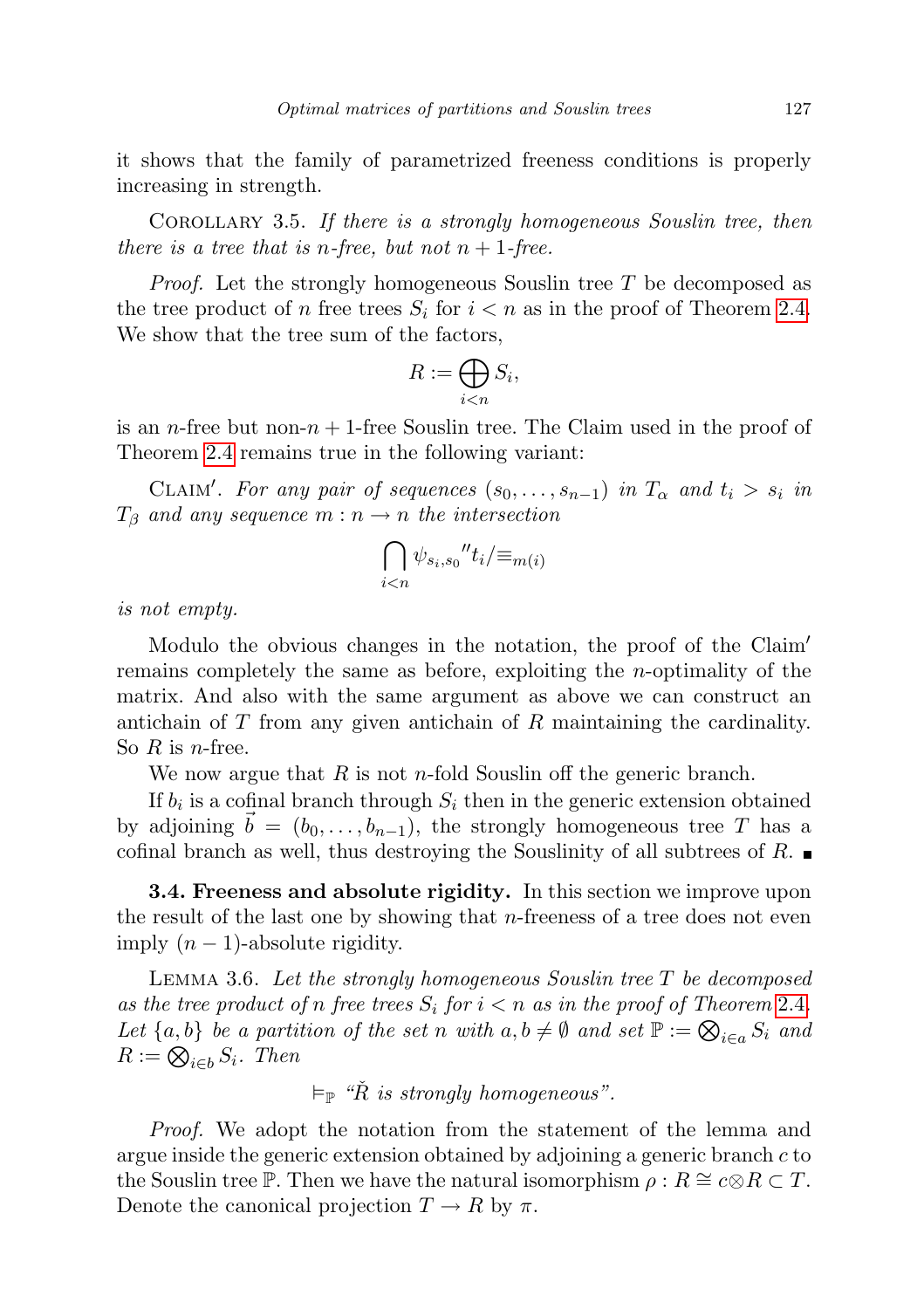it shows that the family of parametrized freeness conditions is properly increasing in strength.

Corollary 3.5. *If there is a strongly homogeneous Souslin tree, then there is a tree that is $n$-free, but not $n+1$-free.*

*Proof.* Let the strongly homogeneous Souslin tree $T$ be decomposed as the tree product of $n$ free trees $S_i$ for $i < n$ as in the proof of Theorem 2.4. We show that the tree sum of the factors,

$$R := \bigoplus_{i<n} S_i,$$

is an $n$-free but non-$n+1$-free Souslin tree. The Claim used in the proof of Theorem 2.4 remains true in the following variant:

Claim$'$. *For any pair of sequences $(s_0, \ldots, s_{n-1})$ in $T_\alpha$ and $t_i > s_i$ in $T_\beta$ and any sequence $m : n \to n$ the intersection*

$$\bigcap_{i<n} \psi_{s_i,s_0}{}''t_i/{\equiv_{m(i)}}$$

*is not empty.*

Modulo the obvious changes in the notation, the proof of the Claim$'$ remains completely the same as before, exploiting the $n$-optimality of the matrix. And also with the same argument as above we can construct an antichain of $T$ from any given antichain of $R$ maintaining the cardinality. So $R$ is $n$-free.

We now argue that $R$ is not $n$-fold Souslin off the generic branch.

If $b_i$ is a cofinal branch through $S_i$ then in the generic extension obtained by adjoining $\vec{b} = (b_0, \ldots, b_{n-1})$, the strongly homogeneous tree $T$ has a cofinal branch as well, thus destroying the Souslinity of all subtrees of $R$. ∎

**3.4. Freeness and absolute rigidity.** In this section we improve upon the result of the last one by showing that $n$-freeness of a tree does not even imply $(n-1)$-absolute rigidity.

Lemma 3.6. *Let the strongly homogeneous Souslin tree $T$ be decomposed as the tree product of $n$ free trees $S_i$ for $i < n$ as in the proof of Theorem 2.4. Let $\{a, b\}$ be a partition of the set $n$ with $a, b \neq \emptyset$ and set $\mathbb{P} := \bigotimes_{i \in a} S_i$ and $R := \bigotimes_{i \in b} S_i$. Then*

$$\vDash_{\mathbb{P}} \text{“}\check{R} \text{ is strongly homogeneous”}.$$

*Proof.* We adopt the notation from the statement of the lemma and argue inside the generic extension obtained by adjoining a generic branch $c$ to the Souslin tree $\mathbb{P}$. Then we have the natural isomorphism $\rho : R \cong c \otimes R \subset T$. Denote the canonical projection $T \to R$ by $\pi$.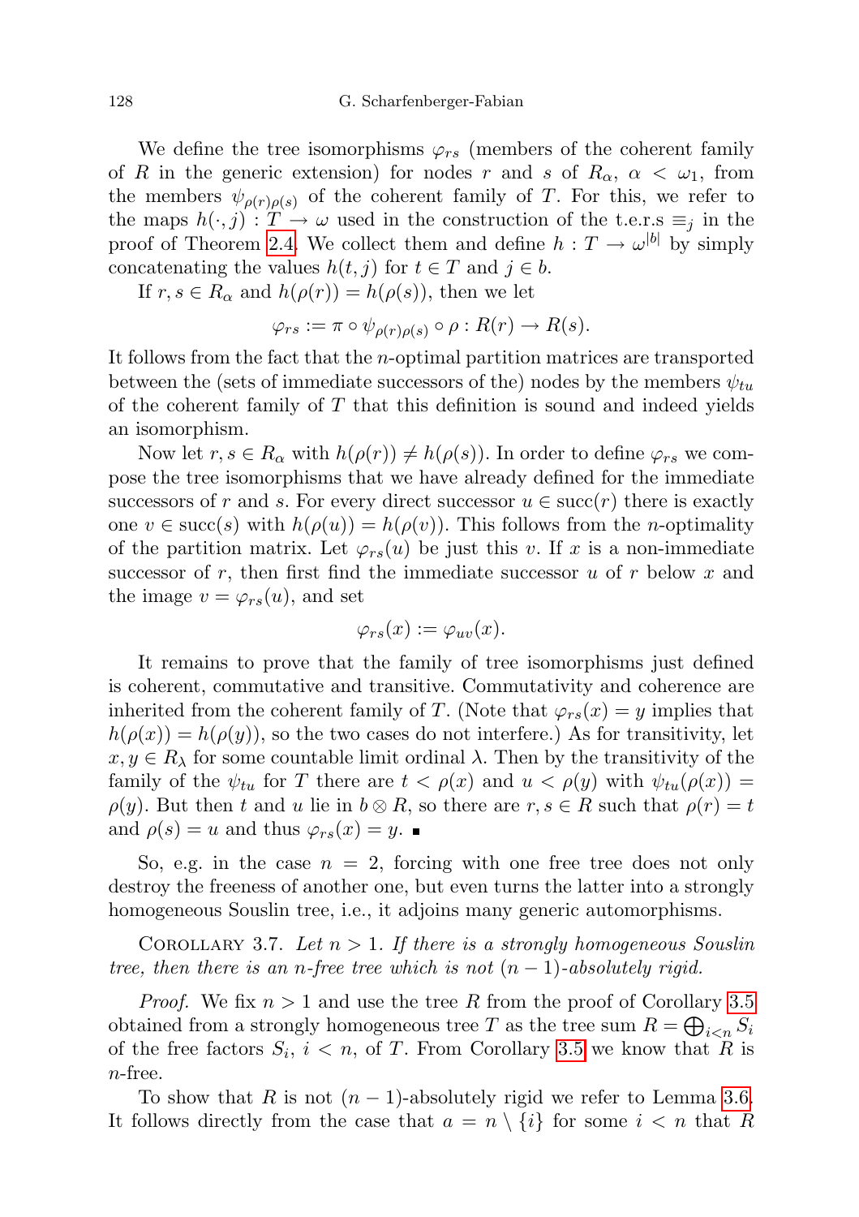We define the tree isomorphisms $\varphi_{rs}$ (members of the coherent family of $R$ in the generic extension) for nodes $r$ and $s$ of $R_\alpha$, $\alpha < \omega_1$, from the members $\psi_{\rho(r)\rho(s)}$ of the coherent family of $T$. For this, we refer to the maps $h(\cdot, j) : T \to \omega$ used in the construction of the t.e.r.s $\equiv_j$ in the proof of Theorem 2.4. We collect them and define $h : T \to \omega^{|b|}$ by simply concatenating the values $h(t, j)$ for $t \in T$ and $j \in b$.

If $r, s \in R_\alpha$ and $h(\rho(r)) = h(\rho(s))$, then we let

$$\varphi_{rs} := \pi \circ \psi_{\rho(r)\rho(s)} \circ \rho : R(r) \to R(s).$$

It follows from the fact that the $n$-optimal partition matrices are transported between the (sets of immediate successors of the) nodes by the members $\psi_{tu}$ of the coherent family of $T$ that this definition is sound and indeed yields an isomorphism.

Now let $r, s \in R_\alpha$ with $h(\rho(r)) \neq h(\rho(s))$. In order to define $\varphi_{rs}$ we compose the tree isomorphisms that we have already defined for the immediate successors of $r$ and $s$. For every direct successor $u \in \mathrm{succ}(r)$ there is exactly one $v \in \mathrm{succ}(s)$ with $h(\rho(u)) = h(\rho(v))$. This follows from the $n$-optimality of the partition matrix. Let $\varphi_{rs}(u)$ be just this $v$. If $x$ is a non-immediate successor of $r$, then first find the immediate successor $u$ of $r$ below $x$ and the image $v = \varphi_{rs}(u)$, and set

$$\varphi_{rs}(x) := \varphi_{uv}(x).$$

It remains to prove that the family of tree isomorphisms just defined is coherent, commutative and transitive. Commutativity and coherence are inherited from the coherent family of $T$. (Note that $\varphi_{rs}(x) = y$ implies that $h(\rho(x)) = h(\rho(y))$, so the two cases do not interfere.) As for transitivity, let $x, y \in R_\lambda$ for some countable limit ordinal $\lambda$. Then by the transitivity of the family of the $\psi_{tu}$ for $T$ there are $t < \rho(x)$ and $u < \rho(y)$ with $\psi_{tu}(\rho(x)) = \rho(y)$. But then $t$ and $u$ lie in $b \otimes R$, so there are $r, s \in R$ such that $\rho(r) = t$ and $\rho(s) = u$ and thus $\varphi_{rs}(x) = y$. ∎

So, e.g. in the case $n = 2$, forcing with one free tree does not only destroy the freeness of another one, but even turns the latter into a strongly homogeneous Souslin tree, i.e., it adjoins many generic automorphisms.

Corollary 3.7. *Let $n > 1$. If there is a strongly homogeneous Souslin tree, then there is an $n$-free tree which is not $(n-1)$-absolutely rigid.*

*Proof.* We fix $n > 1$ and use the tree $R$ from the proof of Corollary 3.5 obtained from a strongly homogeneous tree $T$ as the tree sum $R = \bigoplus_{i<n} S_i$ of the free factors $S_i$, $i < n$, of $T$. From Corollary 3.5 we know that $R$ is $n$-free.

To show that $R$ is not $(n-1)$-absolutely rigid we refer to Lemma 3.6. It follows directly from the case that $a = n \setminus \{i\}$ for some $i < n$ that $R$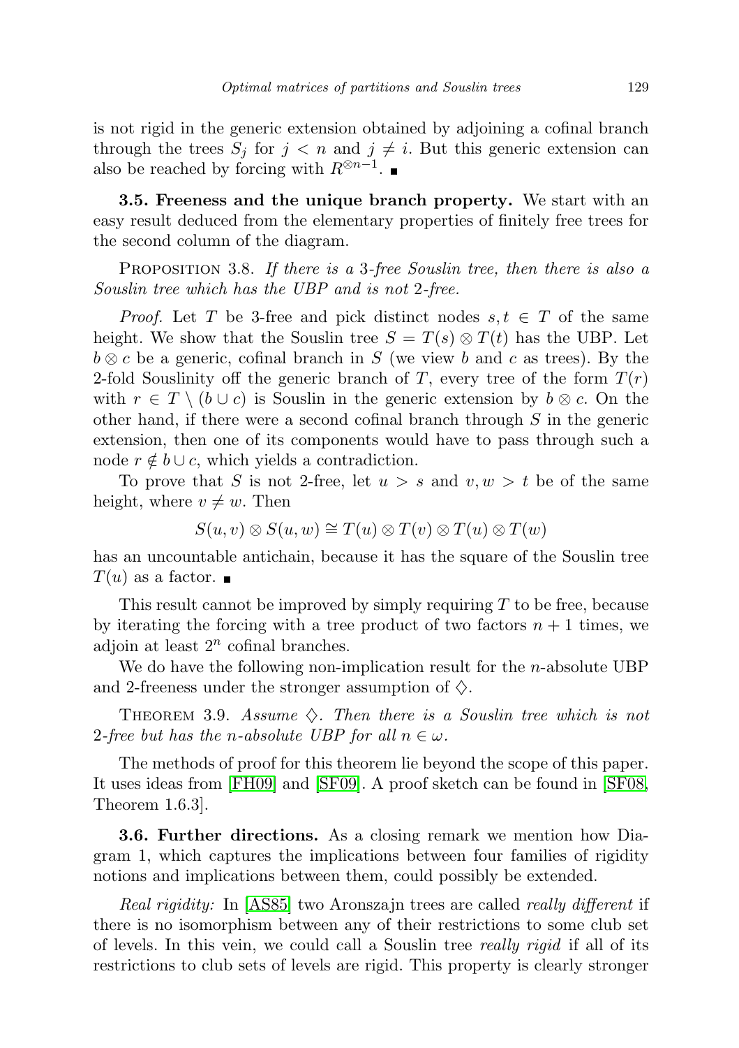is not rigid in the generic extension obtained by adjoining a cofinal branch through the trees $S_j$ for $j < n$ and $j \neq i$. But this generic extension can also be reached by forcing with $R^{\otimes n-1}$. ∎

**3.5. Freeness and the unique branch property.** We start with an easy result deduced from the elementary properties of finitely free trees for the second column of the diagram.

PROPOSITION 3.8. *If there is a 3-free Souslin tree, then there is also a Souslin tree which has the UBP and is not 2-free.*

*Proof.* Let $T$ be 3-free and pick distinct nodes $s, t \in T$ of the same height. We show that the Souslin tree $S = T(s) \otimes T(t)$ has the UBP. Let $b \otimes c$ be a generic, cofinal branch in $S$ (we view $b$ and $c$ as trees). By the 2-fold Souslinity off the generic branch of $T$, every tree of the form $T(r)$ with $r \in T \setminus (b \cup c)$ is Souslin in the generic extension by $b \otimes c$. On the other hand, if there were a second cofinal branch through $S$ in the generic extension, then one of its components would have to pass through such a node $r \notin b \cup c$, which yields a contradiction.

To prove that $S$ is not 2-free, let $u > s$ and $v, w > t$ be of the same height, where $v \neq w$. Then

$$S(u, v) \otimes S(u, w) \cong T(u) \otimes T(v) \otimes T(u) \otimes T(w)$$

has an uncountable antichain, because it has the square of the Souslin tree $T(u)$ as a factor. ∎

This result cannot be improved by simply requiring $T$ to be free, because by iterating the forcing with a tree product of two factors $n+1$ times, we adjoin at least $2^n$ cofinal branches.

We do have the following non-implication result for the $n$-absolute UBP and 2-freeness under the stronger assumption of $\diamondsuit$.

THEOREM 3.9. *Assume $\diamondsuit$. Then there is a Souslin tree which is not 2-free but has the $n$-absolute UBP for all $n \in \omega$.*

The methods of proof for this theorem lie beyond the scope of this paper. It uses ideas from [FH09] and [SF09]. A proof sketch can be found in [SF08, Theorem 1.6.3].

**3.6. Further directions.** As a closing remark we mention how Diagram 1, which captures the implications between four families of rigidity notions and implications between them, could possibly be extended.

*Real rigidity:* In [AS85] two Aronszajn trees are called *really different* if there is no isomorphism between any of their restrictions to some club set of levels. In this vein, we could call a Souslin tree *really rigid* if all of its restrictions to club sets of levels are rigid. This property is clearly stronger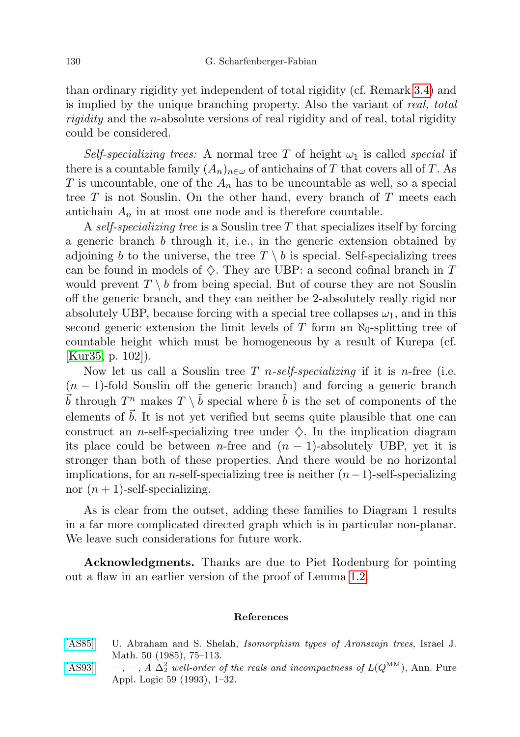than ordinary rigidity yet independent of total rigidity (cf. Remark 3.4) and is implied by the unique branching property. Also the variant of *real, total rigidity* and the $n$-absolute versions of real rigidity and of real, total rigidity could be considered.

*Self-specializing trees:* A normal tree $T$ of height $\omega_1$ is called *special* if there is a countable family $(A_n)_{n\in\omega}$ of antichains of $T$ that covers all of $T$. As $T$ is uncountable, one of the $A_n$ has to be uncountable as well, so a special tree $T$ is not Souslin. On the other hand, every branch of $T$ meets each antichain $A_n$ in at most one node and is therefore countable.

A *self-specializing tree* is a Souslin tree $T$ that specializes itself by forcing a generic branch $b$ through it, i.e., in the generic extension obtained by adjoining $b$ to the universe, the tree $T \setminus b$ is special. Self-specializing trees can be found in models of $\diamondsuit$. They are UBP: a second cofinal branch in $T$ would prevent $T \setminus b$ from being special. But of course they are not Souslin off the generic branch, and they can neither be 2-absolutely really rigid nor absolutely UBP, because forcing with a special tree collapses $\omega_1$, and in this second generic extension the limit levels of $T$ form an $\aleph_0$-splitting tree of countable height which must be homogeneous by a result of Kurepa (cf. [Kur35, p. 102]).

Now let us call a Souslin tree $T$ *$n$-self-specializing* if it is $n$-free (i.e. $(n-1)$-fold Souslin off the generic branch) and forcing a generic branch $\vec{b}$ through $T^n$ makes $T \setminus \tilde{b}$ special where $\tilde{b}$ is the set of components of the elements of $\vec{b}$. It is not yet verified but seems quite plausible that one can construct an $n$-self-specializing tree under $\diamondsuit$. In the implication diagram its place could be between $n$-free and $(n-1)$-absolutely UBP, yet it is stronger than both of these properties. And there would be no horizontal implications, for an $n$-self-specializing tree is neither $(n-1)$-self-specializing nor $(n+1)$-self-specializing.

As is clear from the outset, adding these families to Diagram 1 results in a far more complicated directed graph which is in particular non-planar. We leave such considerations for future work.

**Acknowledgments.** Thanks are due to Piet Rodenburg for pointing out a flaw in an earlier version of the proof of Lemma 1.2.

#### References

[AS85] U. Abraham and S. Shelah, *Isomorphism types of Aronszajn trees*, Israel J. Math. 50 (1985), 75–113.

[AS93] —, —, *A $\Delta^2_2$ well-order of the reals and incompactness of $L(Q^{\mathrm{MM}})$*, Ann. Pure Appl. Logic 59 (1993), 1–32.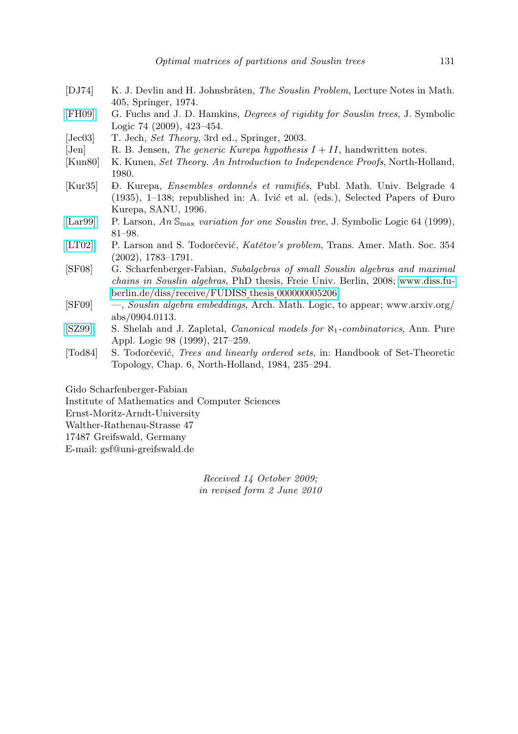[DJ74] K. J. Devlin and H. Johnsbråten, *The Souslin Problem*, Lecture Notes in Math. 405, Springer, 1974.

[FH09] G. Fuchs and J. D. Hamkins, *Degrees of rigidity for Souslin trees*, J. Symbolic Logic 74 (2009), 423–454.

[Jec03] T. Jech, *Set Theory*, 3rd ed., Springer, 2003.

[Jen] R. B. Jensen, *The generic Kurepa hypothesis* $I + II$, handwritten notes.

[Kun80] K. Kunen, *Set Theory. An Introduction to Independence Proofs*, North-Holland, 1980.

[Kur35] Đ. Kurepa, *Ensembles ordonnés et ramifiés*, Publ. Math. Univ. Belgrade 4 (1935), 1–138; republished in: A. Ivić et al. (eds.), Selected Papers of Đuro Kurepa, SANU, 1996.

[Lar99] P. Larson, *An* $\mathbb{S}_{\max}$ *variation for one Souslin tree*, J. Symbolic Logic 64 (1999), 81–98.

[LT02] P. Larson and S. Todorčević, *Katětov's problem*, Trans. Amer. Math. Soc. 354 (2002), 1783–1791.

[SF08] G. Scharfenberger-Fabian, *Subalgebras of small Souslin algebras and maximal chains in Souslin algebras*, PhD thesis, Freie Univ. Berlin, 2008; www.diss.fu-berlin.de/diss/receive/FUDISS_thesis_000000005206.

[SF09] —, *Souslin algebra embeddings*, Arch. Math. Logic, to appear; www.arxiv.org/abs/0904.0113.

[SZ99] S. Shelah and J. Zapletal, *Canonical models for* $\aleph_1$*-combinatorics*, Ann. Pure Appl. Logic 98 (1999), 217–259.

[Tod84] S. Todorčević, *Trees and linearly ordered sets*, in: Handbook of Set-Theoretic Topology, Chap. 6, North-Holland, 1984, 235–294.

Gido Scharfenberger-Fabian
Institute of Mathematics and Computer Sciences
Ernst-Moritz-Arndt-University
Walther-Rathenau-Strasse 47
17487 Greifswald, Germany
E-mail: gsf@uni-greifswald.de

*Received 14 October 2009;*
*in revised form 2 June 2010*